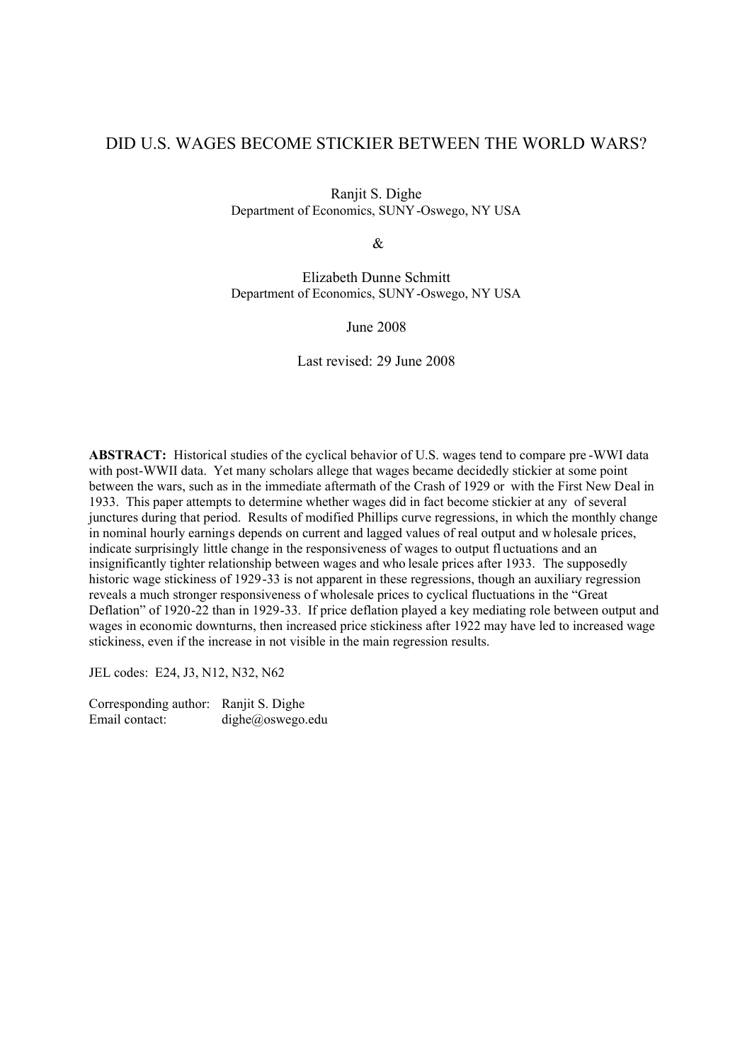# DID U.S. WAGES BECOME STICKIER BETWEEN THE WORLD WARS?

Ranjit S. Dighe  
Department of Economics, SUNY-Oswego, NY USA

&

Elizabeth Dunne Schmitt  
Department of Economics, SUNY-Oswego, NY USA

June 2008

Last revised: 29 June 2008

**ABSTRACT:** Historical studies of the cyclical behavior of U.S. wages tend to compare pre-WWI data with post-WWII data. Yet many scholars allege that wages became decidedly stickier at some point between the wars, such as in the immediate aftermath of the Crash of 1929 or with the First New Deal in 1933. This paper attempts to determine whether wages did in fact become stickier at any of several junctures during that period. Results of modified Phillips curve regressions, in which the monthly change in nominal hourly earnings depends on current and lagged values of real output and wholesale prices, indicate surprisingly little change in the responsiveness of wages to output fluctuations and an insignificantly tighter relationship between wages and wholesale prices after 1933. The supposedly historic wage stickiness of 1929-33 is not apparent in these regressions, though an auxiliary regression reveals a much stronger responsiveness of wholesale prices to cyclical fluctuations in the "Great Deflation" of 1920-22 than in 1929-33. If price deflation played a key mediating role between output and wages in economic downturns, then increased price stickiness after 1922 may have led to increased wage stickiness, even if the increase in not visible in the main regression results.

JEL codes: E24, J3, N12, N32, N62

Corresponding author: Ranjit S. Dighe  
Email contact: dighe@oswego.edu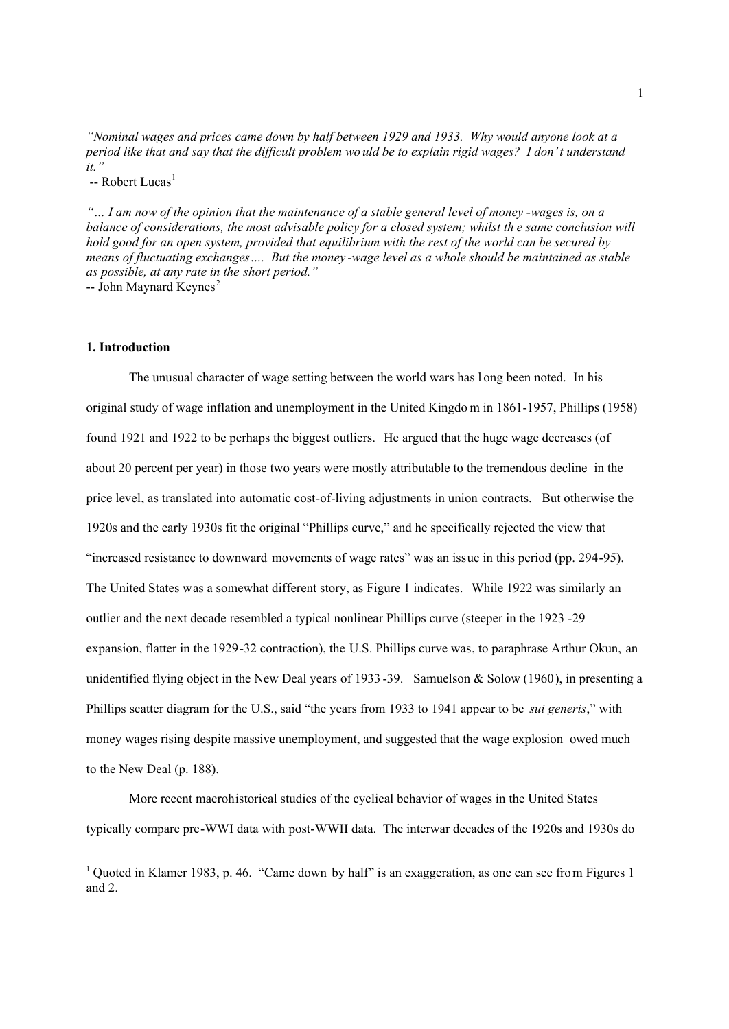*"Nominal wages and prices came down by half between 1929 and 1933. Why would anyone look at a period like that and say that the difficult problem would be to explain rigid wages? I don't understand it."*

-- Robert Lucas[1]

*"… I am now of the opinion that the maintenance of a stable general level of money-wages is, on a balance of considerations, the most advisable policy for a closed system; whilst the same conclusion will hold good for an open system, provided that equilibrium with the rest of the world can be secured by means of fluctuating exchanges…. But the money-wage level as a whole should be maintained as stable as possible, at any rate in the short period."*

-- John Maynard Keynes[2]

## 1. Introduction

The unusual character of wage setting between the world wars has long been noted. In his original study of wage inflation and unemployment in the United Kingdom in 1861-1957, Phillips (1958) found 1921 and 1922 to be perhaps the biggest outliers. He argued that the huge wage decreases (of about 20 percent per year) in those two years were mostly attributable to the tremendous decline in the price level, as translated into automatic cost-of-living adjustments in union contracts. But otherwise the 1920s and the early 1930s fit the original "Phillips curve," and he specifically rejected the view that "increased resistance to downward movements of wage rates" was an issue in this period (pp. 294-95). The United States was a somewhat different story, as Figure 1 indicates. While 1922 was similarly an outlier and the next decade resembled a typical nonlinear Phillips curve (steeper in the 1923-29 expansion, flatter in the 1929-32 contraction), the U.S. Phillips curve was, to paraphrase Arthur Okun, an unidentified flying object in the New Deal years of 1933-39. Samuelson & Solow (1960), in presenting a Phillips scatter diagram for the U.S., said "the years from 1933 to 1941 appear to be *sui generis*," with money wages rising despite massive unemployment, and suggested that the wage explosion owed much to the New Deal (p. 188).

More recent macrohistorical studies of the cyclical behavior of wages in the United States typically compare pre-WWI data with post-WWII data. The interwar decades of the 1920s and 1930s do

[1] Quoted in Klamer 1983, p. 46. "Came down by half" is an exaggeration, as one can see from Figures 1 and 2.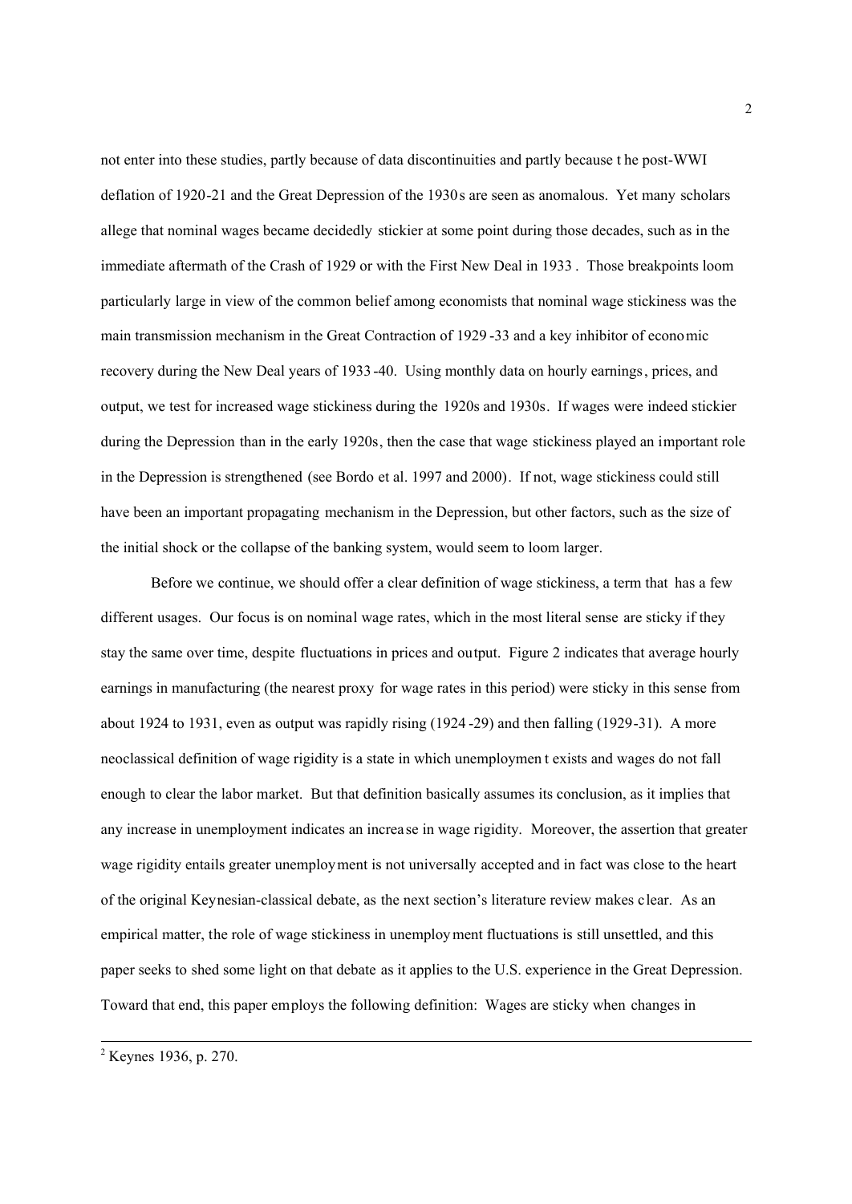not enter into these studies, partly because of data discontinuities and partly because the post-WWI deflation of 1920-21 and the Great Depression of the 1930s are seen as anomalous. Yet many scholars allege that nominal wages became decidedly stickier at some point during those decades, such as in the immediate aftermath of the Crash of 1929 or with the First New Deal in 1933. Those breakpoints loom particularly large in view of the common belief among economists that nominal wage stickiness was the main transmission mechanism in the Great Contraction of 1929-33 and a key inhibitor of economic recovery during the New Deal years of 1933-40. Using monthly data on hourly earnings, prices, and output, we test for increased wage stickiness during the 1920s and 1930s. If wages were indeed stickier during the Depression than in the early 1920s, then the case that wage stickiness played an important role in the Depression is strengthened (see Bordo et al. 1997 and 2000). If not, wage stickiness could still have been an important propagating mechanism in the Depression, but other factors, such as the size of the initial shock or the collapse of the banking system, would seem to loom larger.

Before we continue, we should offer a clear definition of wage stickiness, a term that has a few different usages. Our focus is on nominal wage rates, which in the most literal sense are sticky if they stay the same over time, despite fluctuations in prices and output. Figure 2 indicates that average hourly earnings in manufacturing (the nearest proxy for wage rates in this period) were sticky in this sense from about 1924 to 1931, even as output was rapidly rising (1924-29) and then falling (1929-31). A more neoclassical definition of wage rigidity is a state in which unemployment exists and wages do not fall enough to clear the labor market. But that definition basically assumes its conclusion, as it implies that any increase in unemployment indicates an increase in wage rigidity. Moreover, the assertion that greater wage rigidity entails greater unemployment is not universally accepted and in fact was close to the heart of the original Keynesian-classical debate, as the next section's literature review makes clear. As an empirical matter, the role of wage stickiness in unemployment fluctuations is still unsettled, and this paper seeks to shed some light on that debate as it applies to the U.S. experience in the Great Depression. Toward that end, this paper employs the following definition: Wages are sticky when changes in

[2] Keynes 1936, p. 270.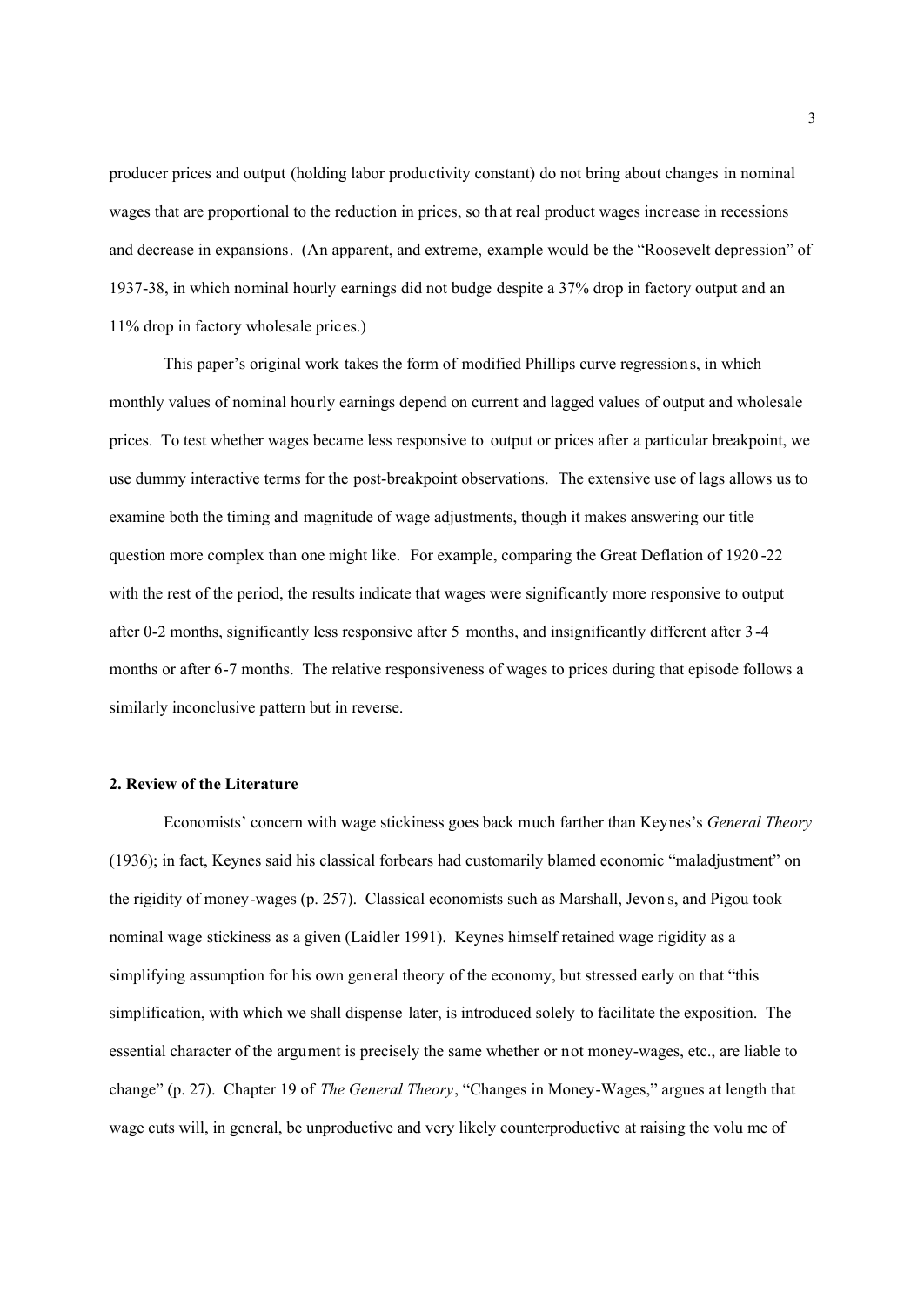producer prices and output (holding labor productivity constant) do not bring about changes in nominal wages that are proportional to the reduction in prices, so that real product wages increase in recessions and decrease in expansions. (An apparent, and extreme, example would be the "Roosevelt depression" of 1937-38, in which nominal hourly earnings did not budge despite a 37% drop in factory output and an 11% drop in factory wholesale prices.)

This paper's original work takes the form of modified Phillips curve regressions, in which monthly values of nominal hourly earnings depend on current and lagged values of output and wholesale prices. To test whether wages became less responsive to output or prices after a particular breakpoint, we use dummy interactive terms for the post-breakpoint observations. The extensive use of lags allows us to examine both the timing and magnitude of wage adjustments, though it makes answering our title question more complex than one might like. For example, comparing the Great Deflation of 1920-22 with the rest of the period, the results indicate that wages were significantly more responsive to output after 0-2 months, significantly less responsive after 5 months, and insignificantly different after 3-4 months or after 6-7 months. The relative responsiveness of wages to prices during that episode follows a similarly inconclusive pattern but in reverse.

## 2. Review of the Literature

Economists' concern with wage stickiness goes back much farther than Keynes's *General Theory* (1936); in fact, Keynes said his classical forbears had customarily blamed economic "maladjustment" on the rigidity of money-wages (p. 257). Classical economists such as Marshall, Jevons, and Pigou took nominal wage stickiness as a given (Laidler 1991). Keynes himself retained wage rigidity as a simplifying assumption for his own general theory of the economy, but stressed early on that "this simplification, with which we shall dispense later, is introduced solely to facilitate the exposition. The essential character of the argument is precisely the same whether or not money-wages, etc., are liable to change" (p. 27). Chapter 19 of *The General Theory*, "Changes in Money-Wages," argues at length that wage cuts will, in general, be unproductive and very likely counterproductive at raising the volume of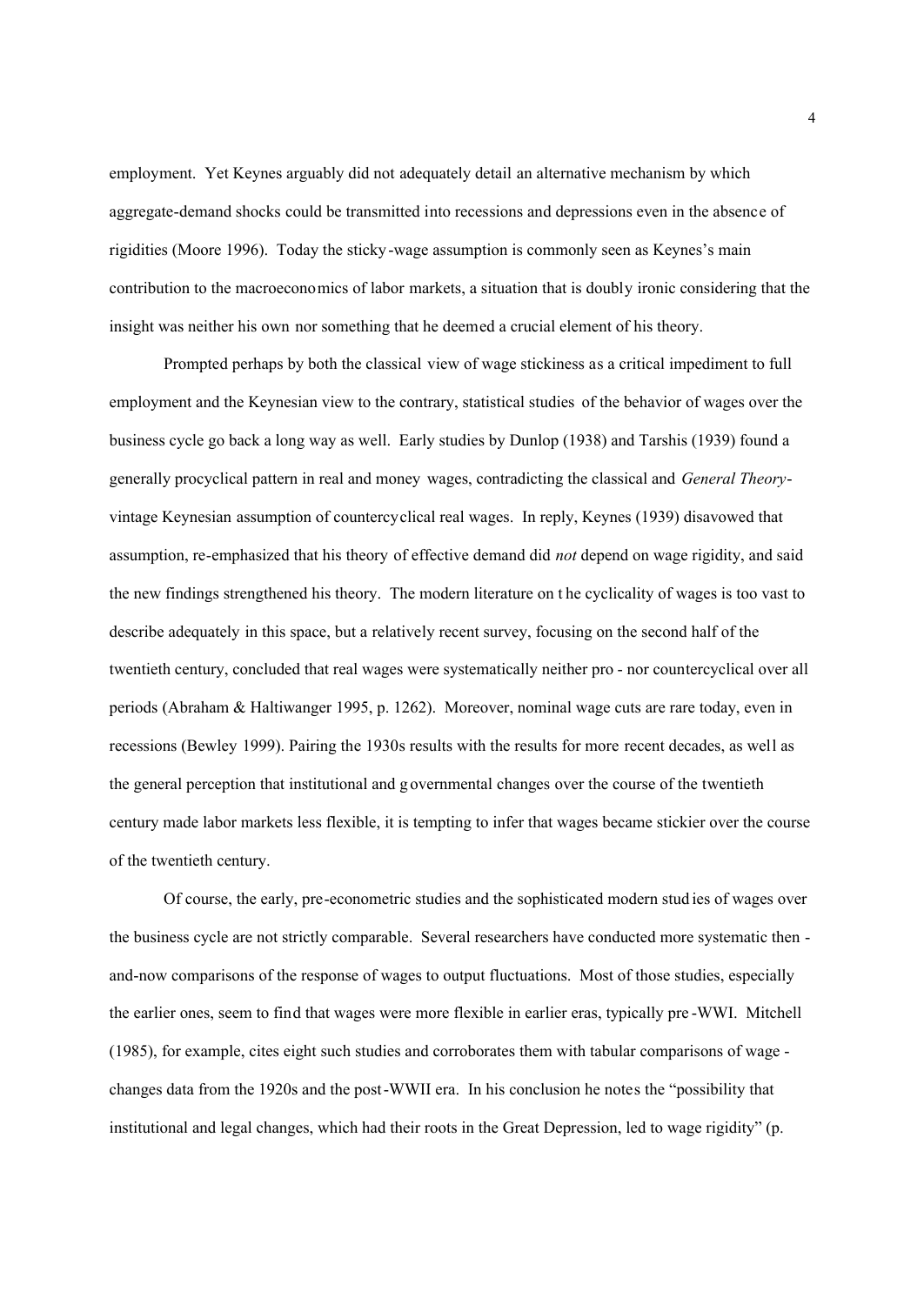employment. Yet Keynes arguably did not adequately detail an alternative mechanism by which aggregate-demand shocks could be transmitted into recessions and depressions even in the absence of rigidities (Moore 1996). Today the sticky-wage assumption is commonly seen as Keynes's main contribution to the macroeconomics of labor markets, a situation that is doubly ironic considering that the insight was neither his own nor something that he deemed a crucial element of his theory.

Prompted perhaps by both the classical view of wage stickiness as a critical impediment to full employment and the Keynesian view to the contrary, statistical studies of the behavior of wages over the business cycle go back a long way as well. Early studies by Dunlop (1938) and Tarshis (1939) found a generally procyclical pattern in real and money wages, contradicting the classical and *General Theory*-vintage Keynesian assumption of countercyclical real wages. In reply, Keynes (1939) disavowed that assumption, re-emphasized that his theory of effective demand did *not* depend on wage rigidity, and said the new findings strengthened his theory. The modern literature on the cyclicality of wages is too vast to describe adequately in this space, but a relatively recent survey, focusing on the second half of the twentieth century, concluded that real wages were systematically neither pro - nor countercyclical over all periods (Abraham & Haltiwanger 1995, p. 1262). Moreover, nominal wage cuts are rare today, even in recessions (Bewley 1999). Pairing the 1930s results with the results for more recent decades, as well as the general perception that institutional and governmental changes over the course of the twentieth century made labor markets less flexible, it is tempting to infer that wages became stickier over the course of the twentieth century.

Of course, the early, pre-econometric studies and the sophisticated modern studies of wages over the business cycle are not strictly comparable. Several researchers have conducted more systematic then-and-now comparisons of the response of wages to output fluctuations. Most of those studies, especially the earlier ones, seem to find that wages were more flexible in earlier eras, typically pre-WWI. Mitchell (1985), for example, cites eight such studies and corroborates them with tabular comparisons of wage-changes data from the 1920s and the post-WWII era. In his conclusion he notes the "possibility that institutional and legal changes, which had their roots in the Great Depression, led to wage rigidity" (p.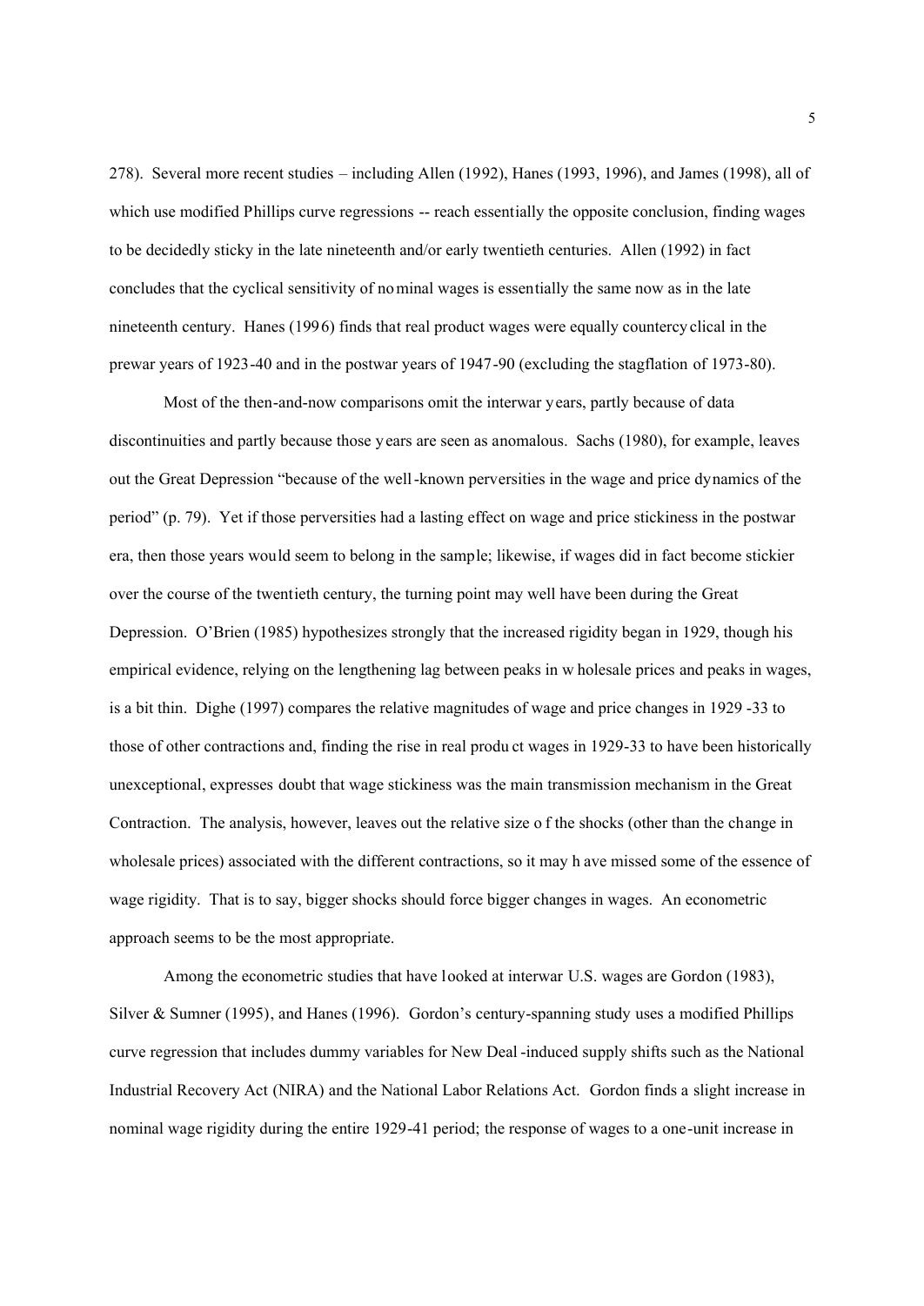278). Several more recent studies – including Allen (1992), Hanes (1993, 1996), and James (1998), all of which use modified Phillips curve regressions -- reach essentially the opposite conclusion, finding wages to be decidedly sticky in the late nineteenth and/or early twentieth centuries. Allen (1992) in fact concludes that the cyclical sensitivity of nominal wages is essentially the same now as in the late nineteenth century. Hanes (1996) finds that real product wages were equally countercyclical in the prewar years of 1923-40 and in the postwar years of 1947-90 (excluding the stagflation of 1973-80).

Most of the then-and-now comparisons omit the interwar years, partly because of data discontinuities and partly because those years are seen as anomalous. Sachs (1980), for example, leaves out the Great Depression "because of the well-known perversities in the wage and price dynamics of the period" (p. 79). Yet if those perversities had a lasting effect on wage and price stickiness in the postwar era, then those years would seem to belong in the sample; likewise, if wages did in fact become stickier over the course of the twentieth century, the turning point may well have been during the Great Depression. O'Brien (1985) hypothesizes strongly that the increased rigidity began in 1929, though his empirical evidence, relying on the lengthening lag between peaks in wholesale prices and peaks in wages, is a bit thin. Dighe (1997) compares the relative magnitudes of wage and price changes in 1929-33 to those of other contractions and, finding the rise in real product wages in 1929-33 to have been historically unexceptional, expresses doubt that wage stickiness was the main transmission mechanism in the Great Contraction. The analysis, however, leaves out the relative size of the shocks (other than the change in wholesale prices) associated with the different contractions, so it may have missed some of the essence of wage rigidity. That is to say, bigger shocks should force bigger changes in wages. An econometric approach seems to be the most appropriate.

Among the econometric studies that have looked at interwar U.S. wages are Gordon (1983), Silver & Sumner (1995), and Hanes (1996). Gordon's century-spanning study uses a modified Phillips curve regression that includes dummy variables for New Deal-induced supply shifts such as the National Industrial Recovery Act (NIRA) and the National Labor Relations Act. Gordon finds a slight increase in nominal wage rigidity during the entire 1929-41 period; the response of wages to a one-unit increase in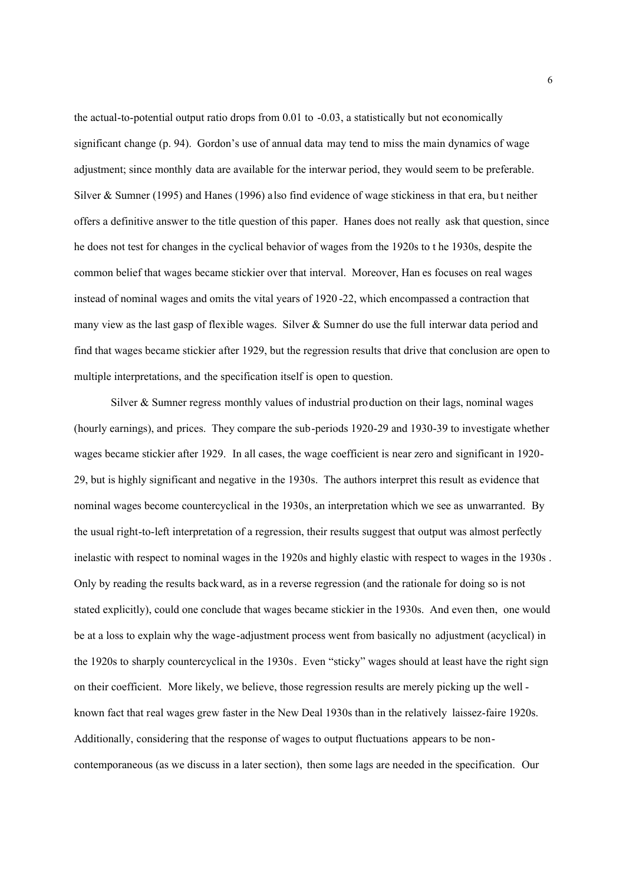the actual-to-potential output ratio drops from 0.01 to -0.03, a statistically but not economically significant change (p. 94). Gordon's use of annual data may tend to miss the main dynamics of wage adjustment; since monthly data are available for the interwar period, they would seem to be preferable. Silver & Sumner (1995) and Hanes (1996) also find evidence of wage stickiness in that era, but neither offers a definitive answer to the title question of this paper. Hanes does not really ask that question, since he does not test for changes in the cyclical behavior of wages from the 1920s to the 1930s, despite the common belief that wages became stickier over that interval. Moreover, Hanes focuses on real wages instead of nominal wages and omits the vital years of 1920-22, which encompassed a contraction that many view as the last gasp of flexible wages. Silver & Sumner do use the full interwar data period and find that wages became stickier after 1929, but the regression results that drive that conclusion are open to multiple interpretations, and the specification itself is open to question.

Silver & Sumner regress monthly values of industrial production on their lags, nominal wages (hourly earnings), and prices. They compare the sub-periods 1920-29 and 1930-39 to investigate whether wages became stickier after 1929. In all cases, the wage coefficient is near zero and significant in 1920-29, but is highly significant and negative in the 1930s. The authors interpret this result as evidence that nominal wages become countercyclical in the 1930s, an interpretation which we see as unwarranted. By the usual right-to-left interpretation of a regression, their results suggest that output was almost perfectly inelastic with respect to nominal wages in the 1920s and highly elastic with respect to wages in the 1930s. Only by reading the results backward, as in a reverse regression (and the rationale for doing so is not stated explicitly), could one conclude that wages became stickier in the 1930s. And even then, one would be at a loss to explain why the wage-adjustment process went from basically no adjustment (acyclical) in the 1920s to sharply countercyclical in the 1930s. Even "sticky" wages should at least have the right sign on their coefficient. More likely, we believe, those regression results are merely picking up the well-known fact that real wages grew faster in the New Deal 1930s than in the relatively laissez-faire 1920s. Additionally, considering that the response of wages to output fluctuations appears to be non-contemporaneous (as we discuss in a later section), then some lags are needed in the specification. Our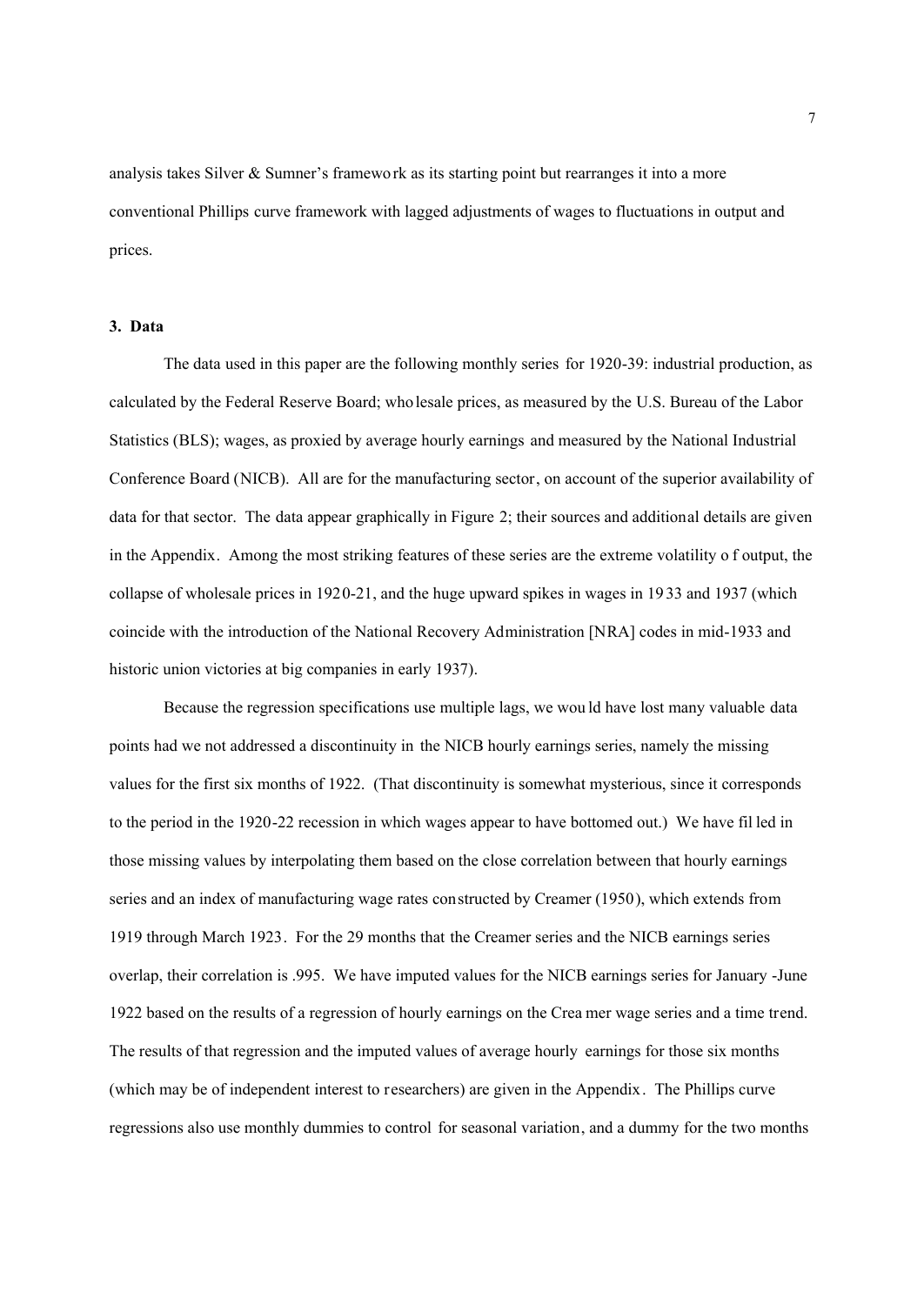analysis takes Silver & Sumner's framework as its starting point but rearranges it into a more conventional Phillips curve framework with lagged adjustments of wages to fluctuations in output and prices.

### 3. Data

The data used in this paper are the following monthly series for 1920-39: industrial production, as calculated by the Federal Reserve Board; wholesale prices, as measured by the U.S. Bureau of the Labor Statistics (BLS); wages, as proxied by average hourly earnings and measured by the National Industrial Conference Board (NICB). All are for the manufacturing sector, on account of the superior availability of data for that sector. The data appear graphically in Figure 2; their sources and additional details are given in the Appendix. Among the most striking features of these series are the extreme volatility of output, the collapse of wholesale prices in 1920-21, and the huge upward spikes in wages in 1933 and 1937 (which coincide with the introduction of the National Recovery Administration [NRA] codes in mid-1933 and historic union victories at big companies in early 1937).

Because the regression specifications use multiple lags, we would have lost many valuable data points had we not addressed a discontinuity in the NICB hourly earnings series, namely the missing values for the first six months of 1922. (That discontinuity is somewhat mysterious, since it corresponds to the period in the 1920-22 recession in which wages appear to have bottomed out.) We have filled in those missing values by interpolating them based on the close correlation between that hourly earnings series and an index of manufacturing wage rates constructed by Creamer (1950), which extends from 1919 through March 1923. For the 29 months that the Creamer series and the NICB earnings series overlap, their correlation is .995. We have imputed values for the NICB earnings series for January -June 1922 based on the results of a regression of hourly earnings on the Creamer wage series and a time trend. The results of that regression and the imputed values of average hourly earnings for those six months (which may be of independent interest to researchers) are given in the Appendix. The Phillips curve regressions also use monthly dummies to control for seasonal variation, and a dummy for the two months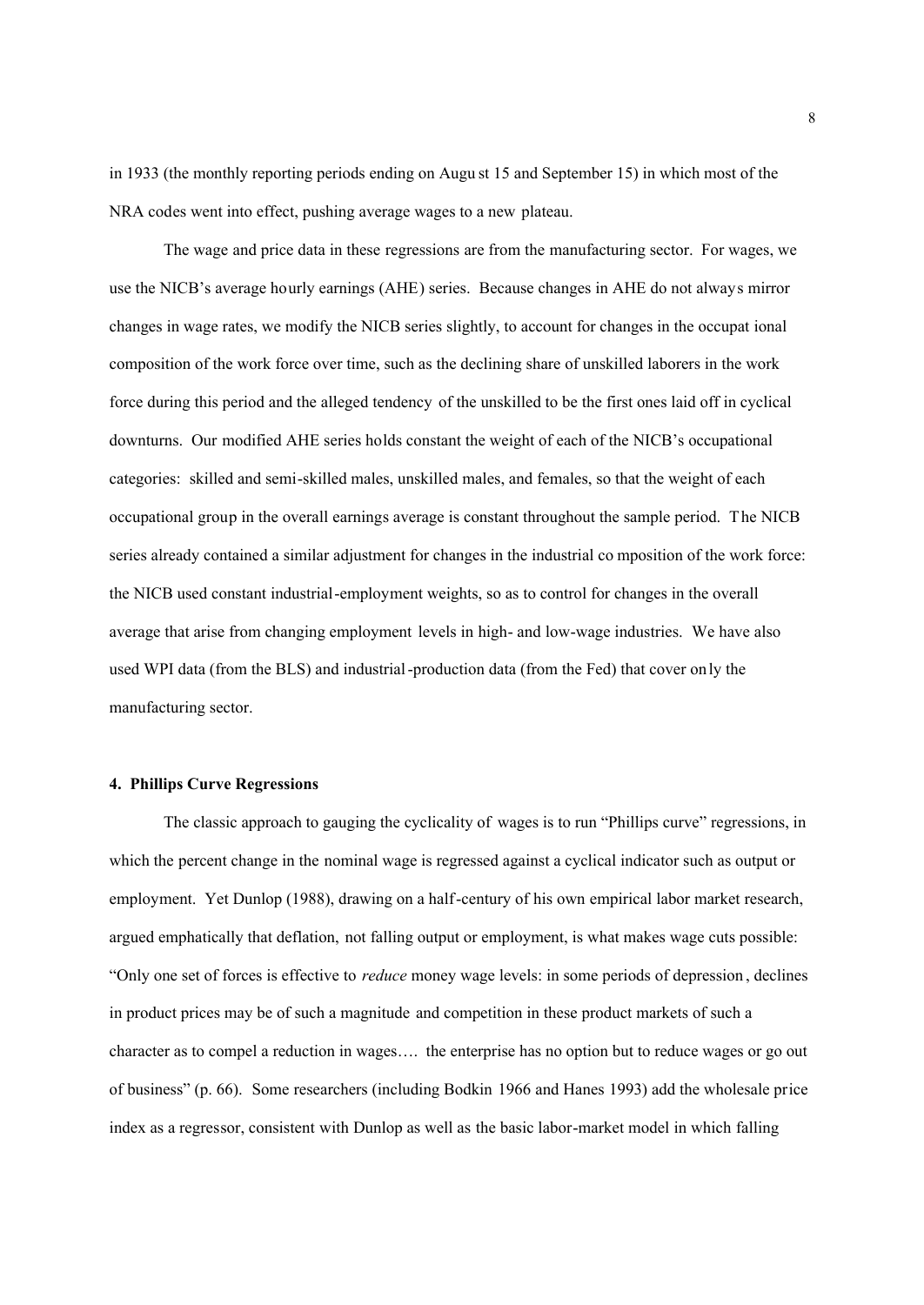in 1933 (the monthly reporting periods ending on August 15 and September 15) in which most of the NRA codes went into effect, pushing average wages to a new plateau.

The wage and price data in these regressions are from the manufacturing sector. For wages, we use the NICB's average hourly earnings (AHE) series. Because changes in AHE do not always mirror changes in wage rates, we modify the NICB series slightly, to account for changes in the occupational composition of the work force over time, such as the declining share of unskilled laborers in the work force during this period and the alleged tendency of the unskilled to be the first ones laid off in cyclical downturns. Our modified AHE series holds constant the weight of each of the NICB's occupational categories: skilled and semi-skilled males, unskilled males, and females, so that the weight of each occupational group in the overall earnings average is constant throughout the sample period. The NICB series already contained a similar adjustment for changes in the industrial composition of the work force: the NICB used constant industrial-employment weights, so as to control for changes in the overall average that arise from changing employment levels in high- and low-wage industries. We have also used WPI data (from the BLS) and industrial-production data (from the Fed) that cover only the manufacturing sector.

#### 4. Phillips Curve Regressions

The classic approach to gauging the cyclicality of wages is to run "Phillips curve" regressions, in which the percent change in the nominal wage is regressed against a cyclical indicator such as output or employment. Yet Dunlop (1988), drawing on a half-century of his own empirical labor market research, argued emphatically that deflation, not falling output or employment, is what makes wage cuts possible: "Only one set of forces is effective to *reduce* money wage levels: in some periods of depression, declines in product prices may be of such a magnitude and competition in these product markets of such a character as to compel a reduction in wages…. the enterprise has no option but to reduce wages or go out of business" (p. 66). Some researchers (including Bodkin 1966 and Hanes 1993) add the wholesale price index as a regressor, consistent with Dunlop as well as the basic labor-market model in which falling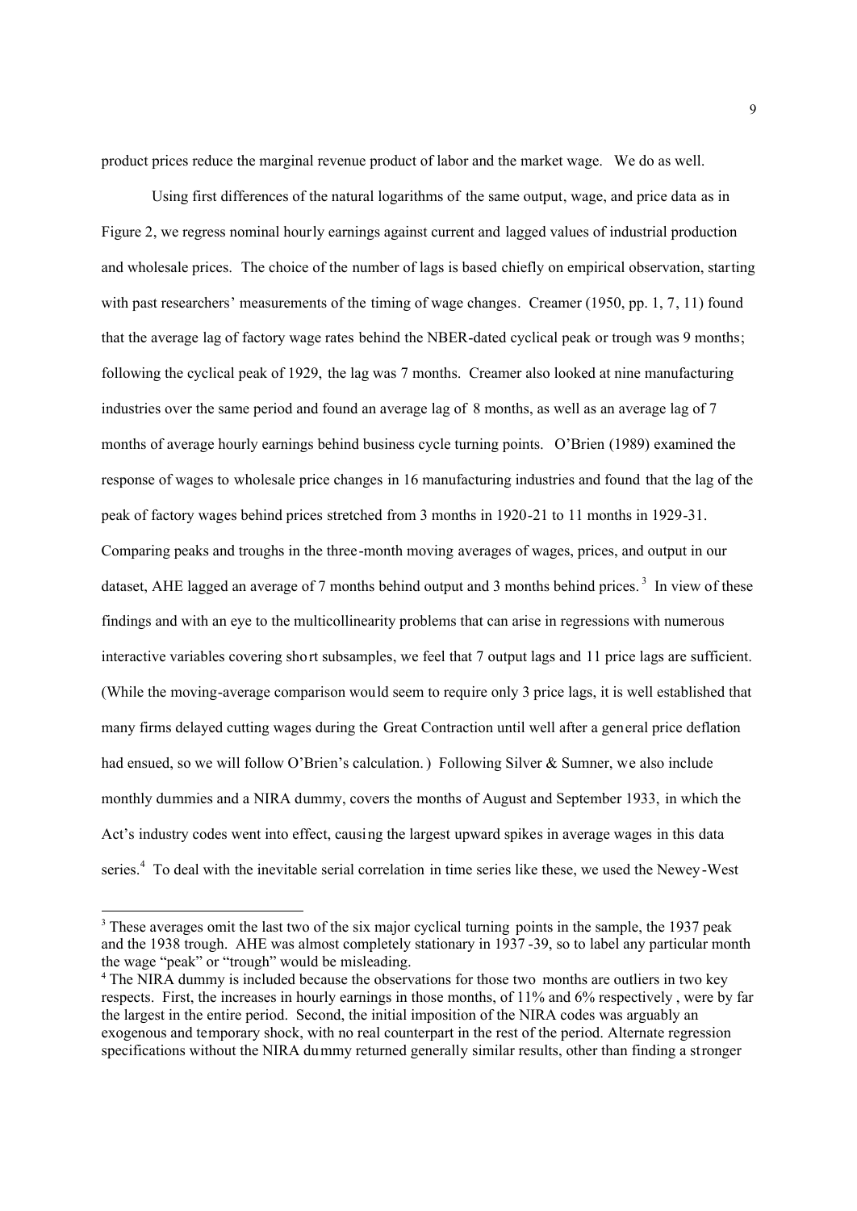product prices reduce the marginal revenue product of labor and the market wage. We do as well.

Using first differences of the natural logarithms of the same output, wage, and price data as in Figure 2, we regress nominal hourly earnings against current and lagged values of industrial production and wholesale prices. The choice of the number of lags is based chiefly on empirical observation, starting with past researchers' measurements of the timing of wage changes. Creamer (1950, pp. 1, 7, 11) found that the average lag of factory wage rates behind the NBER-dated cyclical peak or trough was 9 months; following the cyclical peak of 1929, the lag was 7 months. Creamer also looked at nine manufacturing industries over the same period and found an average lag of 8 months, as well as an average lag of 7 months of average hourly earnings behind business cycle turning points. O'Brien (1989) examined the response of wages to wholesale price changes in 16 manufacturing industries and found that the lag of the peak of factory wages behind prices stretched from 3 months in 1920-21 to 11 months in 1929-31. Comparing peaks and troughs in the three-month moving averages of wages, prices, and output in our dataset, AHE lagged an average of 7 months behind output and 3 months behind prices.[3] In view of these findings and with an eye to the multicollinearity problems that can arise in regressions with numerous interactive variables covering short subsamples, we feel that 7 output lags and 11 price lags are sufficient. (While the moving-average comparison would seem to require only 3 price lags, it is well established that many firms delayed cutting wages during the Great Contraction until well after a general price deflation had ensued, so we will follow O'Brien's calculation.) Following Silver & Sumner, we also include monthly dummies and a NIRA dummy, covers the months of August and September 1933, in which the Act's industry codes went into effect, causing the largest upward spikes in average wages in this data series.[4] To deal with the inevitable serial correlation in time series like these, we used the Newey-West

[3] These averages omit the last two of the six major cyclical turning points in the sample, the 1937 peak and the 1938 trough. AHE was almost completely stationary in 1937-39, so to label any particular month the wage "peak" or "trough" would be misleading.

[4] The NIRA dummy is included because the observations for those two months are outliers in two key respects. First, the increases in hourly earnings in those months, of 11% and 6% respectively, were by far the largest in the entire period. Second, the initial imposition of the NIRA codes was arguably an exogenous and temporary shock, with no real counterpart in the rest of the period. Alternate regression specifications without the NIRA dummy returned generally similar results, other than finding a stronger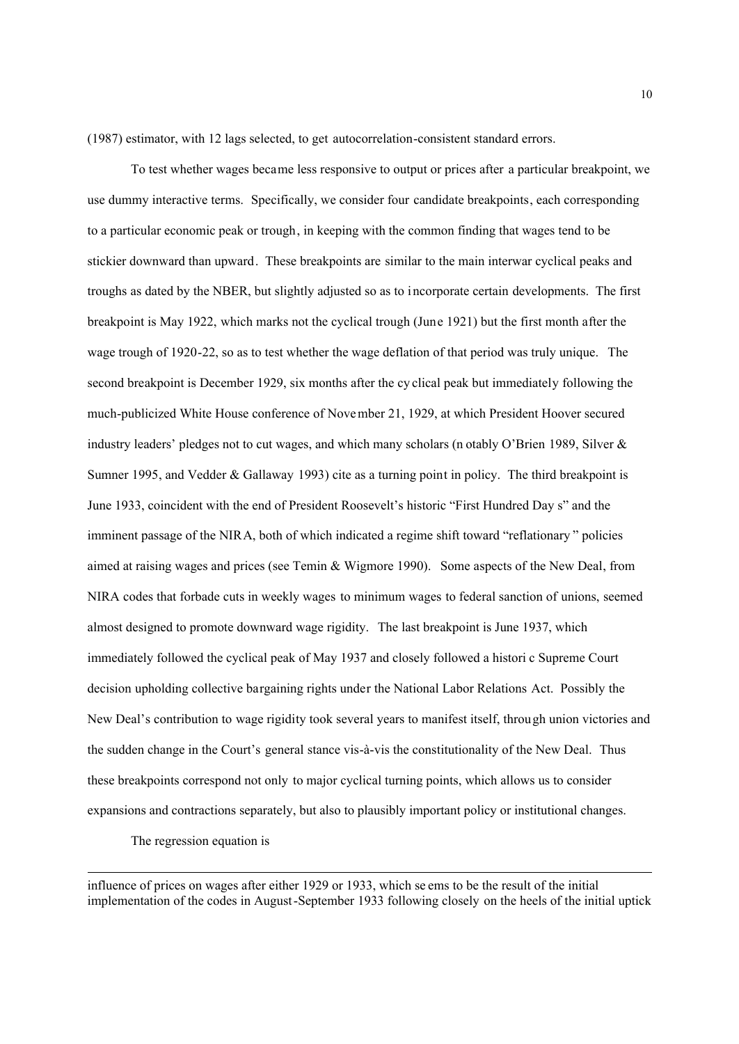(1987) estimator, with 12 lags selected, to get autocorrelation-consistent standard errors.

To test whether wages became less responsive to output or prices after a particular breakpoint, we use dummy interactive terms. Specifically, we consider four candidate breakpoints, each corresponding to a particular economic peak or trough, in keeping with the common finding that wages tend to be stickier downward than upward. These breakpoints are similar to the main interwar cyclical peaks and troughs as dated by the NBER, but slightly adjusted so as to incorporate certain developments. The first breakpoint is May 1922, which marks not the cyclical trough (June 1921) but the first month after the wage trough of 1920-22, so as to test whether the wage deflation of that period was truly unique. The second breakpoint is December 1929, six months after the cyclical peak but immediately following the much-publicized White House conference of November 21, 1929, at which President Hoover secured industry leaders' pledges not to cut wages, and which many scholars (notably O'Brien 1989, Silver & Sumner 1995, and Vedder & Gallaway 1993) cite as a turning point in policy. The third breakpoint is June 1933, coincident with the end of President Roosevelt's historic "First Hundred Days" and the imminent passage of the NIRA, both of which indicated a regime shift toward "reflationary" policies aimed at raising wages and prices (see Temin & Wigmore 1990). Some aspects of the New Deal, from NIRA codes that forbade cuts in weekly wages to minimum wages to federal sanction of unions, seemed almost designed to promote downward wage rigidity. The last breakpoint is June 1937, which immediately followed the cyclical peak of May 1937 and closely followed a historic Supreme Court decision upholding collective bargaining rights under the National Labor Relations Act. Possibly the New Deal's contribution to wage rigidity took several years to manifest itself, through union victories and the sudden change in the Court's general stance vis-à-vis the constitutionality of the New Deal. Thus these breakpoints correspond not only to major cyclical turning points, which allows us to consider expansions and contractions separately, but also to plausibly important policy or institutional changes.

The regression equation is

---

influence of prices on wages after either 1929 or 1933, which seems to be the result of the initial implementation of the codes in August-September 1933 following closely on the heels of the initial uptick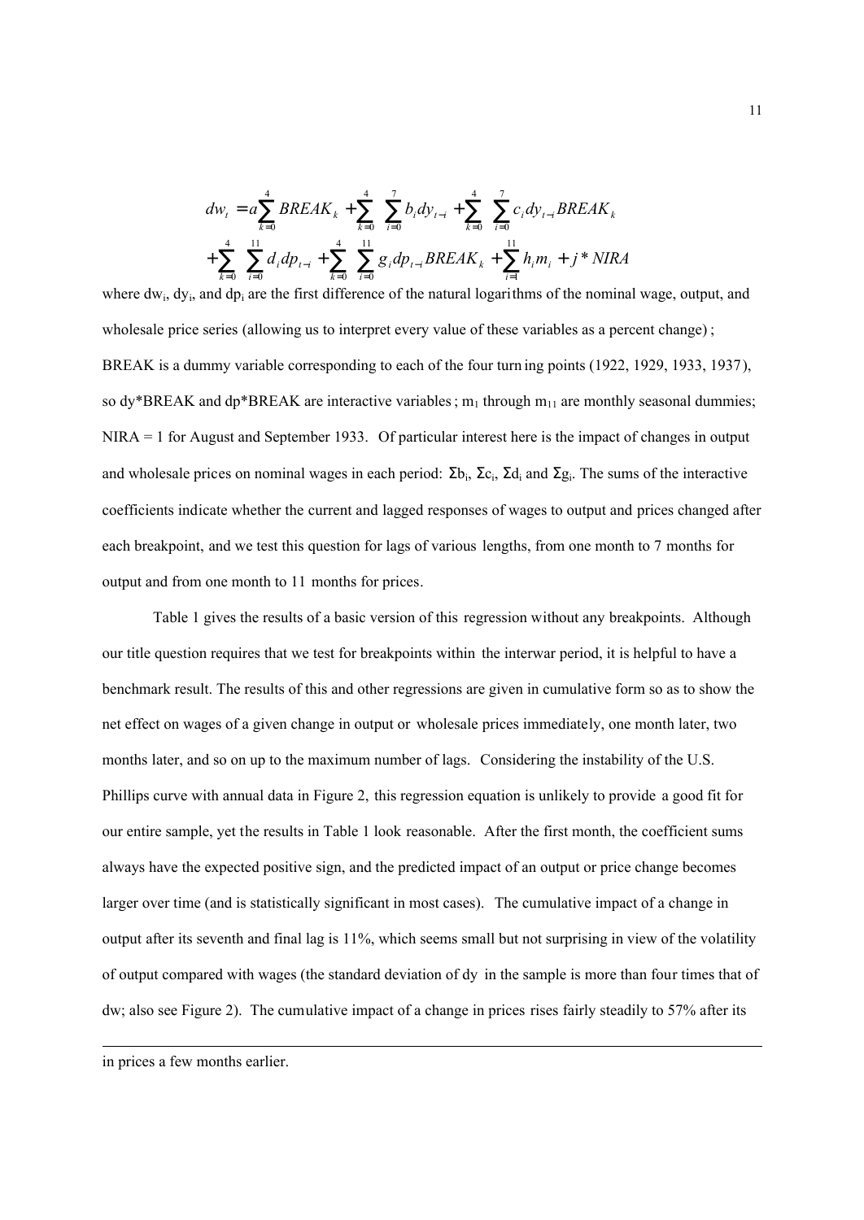$$
\begin{aligned}
dw_t &= a\sum_{k=0}^{4} BREAK_k + \sum_{k=0}^{4}\sum_{i=0}^{7} b_i dy_{t-i} + \sum_{k=0}^{4}\sum_{i=0}^{7} c_i dy_{t-i} BREAK_k \\
&+ \sum_{k=0}^{4}\sum_{i=0}^{11} d_i dp_{t-i} + \sum_{k=0}^{4}\sum_{i=0}^{11} g_i dp_{t-i} BREAK_k + \sum_{i=1}^{11} h_i m_i + j * NIRA
\end{aligned}
$$

where $dw_i$, $dy_i$, and $dp_i$ are the first difference of the natural logarithms of the nominal wage, output, and wholesale price series (allowing us to interpret every value of these variables as a percent change); BREAK is a dummy variable corresponding to each of the four turning points (1922, 1929, 1933, 1937), so dy*BREAK and dp*BREAK are interactive variables; $m_1$ through $m_{11}$ are monthly seasonal dummies; NIRA = 1 for August and September 1933. Of particular interest here is the impact of changes in output and wholesale prices on nominal wages in each period: $\Sigma b_i$, $\Sigma c_i$, $\Sigma d_i$ and $\Sigma g_i$. The sums of the interactive coefficients indicate whether the current and lagged responses of wages to output and prices changed after each breakpoint, and we test this question for lags of various lengths, from one month to 7 months for output and from one month to 11 months for prices.

Table 1 gives the results of a basic version of this regression without any breakpoints. Although our title question requires that we test for breakpoints within the interwar period, it is helpful to have a benchmark result. The results of this and other regressions are given in cumulative form so as to show the net effect on wages of a given change in output or wholesale prices immediately, one month later, two months later, and so on up to the maximum number of lags. Considering the instability of the U.S. Phillips curve with annual data in Figure 2, this regression equation is unlikely to provide a good fit for our entire sample, yet the results in Table 1 look reasonable. After the first month, the coefficient sums always have the expected positive sign, and the predicted impact of an output or price change becomes larger over time (and is statistically significant in most cases). The cumulative impact of a change in output after its seventh and final lag is 11%, which seems small but not surprising in view of the volatility of output compared with wages (the standard deviation of dy in the sample is more than four times that of dw; also see Figure 2). The cumulative impact of a change in prices rises fairly steadily to 57% after its

---

in prices a few months earlier.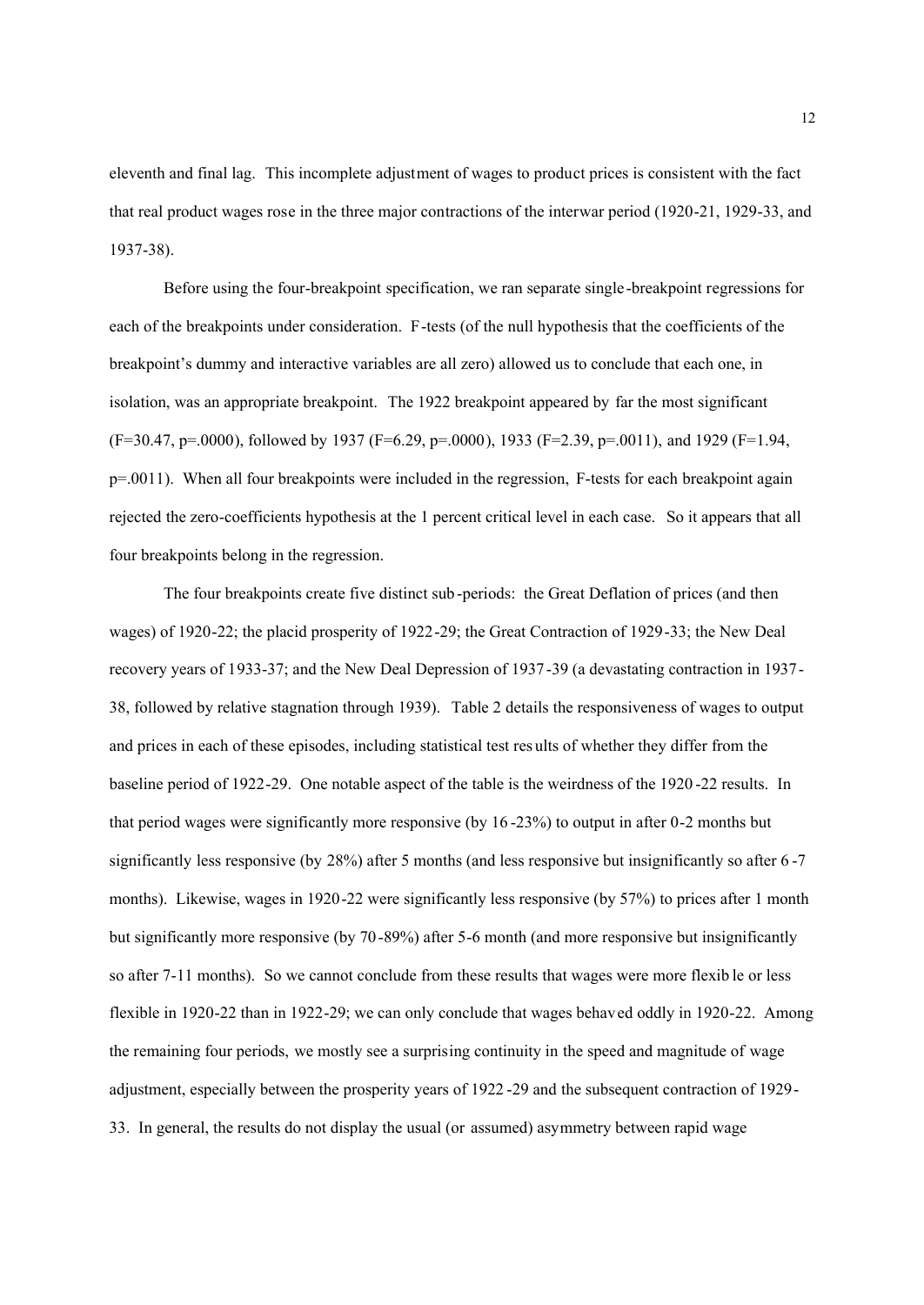eleventh and final lag. This incomplete adjustment of wages to product prices is consistent with the fact that real product wages rose in the three major contractions of the interwar period (1920-21, 1929-33, and 1937-38).

Before using the four-breakpoint specification, we ran separate single-breakpoint regressions for each of the breakpoints under consideration. F-tests (of the null hypothesis that the coefficients of the breakpoint's dummy and interactive variables are all zero) allowed us to conclude that each one, in isolation, was an appropriate breakpoint. The 1922 breakpoint appeared by far the most significant ($F=30.47$, $p=.0000$), followed by 1937 ($F=6.29$, $p=.0000$), 1933 ($F=2.39$, $p=.0011$), and 1929 ($F=1.94$, $p=.0011$). When all four breakpoints were included in the regression, F-tests for each breakpoint again rejected the zero-coefficients hypothesis at the 1 percent critical level in each case. So it appears that all four breakpoints belong in the regression.

The four breakpoints create five distinct sub-periods: the Great Deflation of prices (and then wages) of 1920-22; the placid prosperity of 1922-29; the Great Contraction of 1929-33; the New Deal recovery years of 1933-37; and the New Deal Depression of 1937-39 (a devastating contraction in 1937-38, followed by relative stagnation through 1939). Table 2 details the responsiveness of wages to output and prices in each of these episodes, including statistical test results of whether they differ from the baseline period of 1922-29. One notable aspect of the table is the weirdness of the 1920-22 results. In that period wages were significantly more responsive (by 16-23%) to output in after 0-2 months but significantly less responsive (by 28%) after 5 months (and less responsive but insignificantly so after 6-7 months). Likewise, wages in 1920-22 were significantly less responsive (by 57%) to prices after 1 month but significantly more responsive (by 70-89%) after 5-6 month (and more responsive but insignificantly so after 7-11 months). So we cannot conclude from these results that wages were more flexible or less flexible in 1920-22 than in 1922-29; we can only conclude that wages behaved oddly in 1920-22. Among the remaining four periods, we mostly see a surprising continuity in the speed and magnitude of wage adjustment, especially between the prosperity years of 1922-29 and the subsequent contraction of 1929-33. In general, the results do not display the usual (or assumed) asymmetry between rapid wage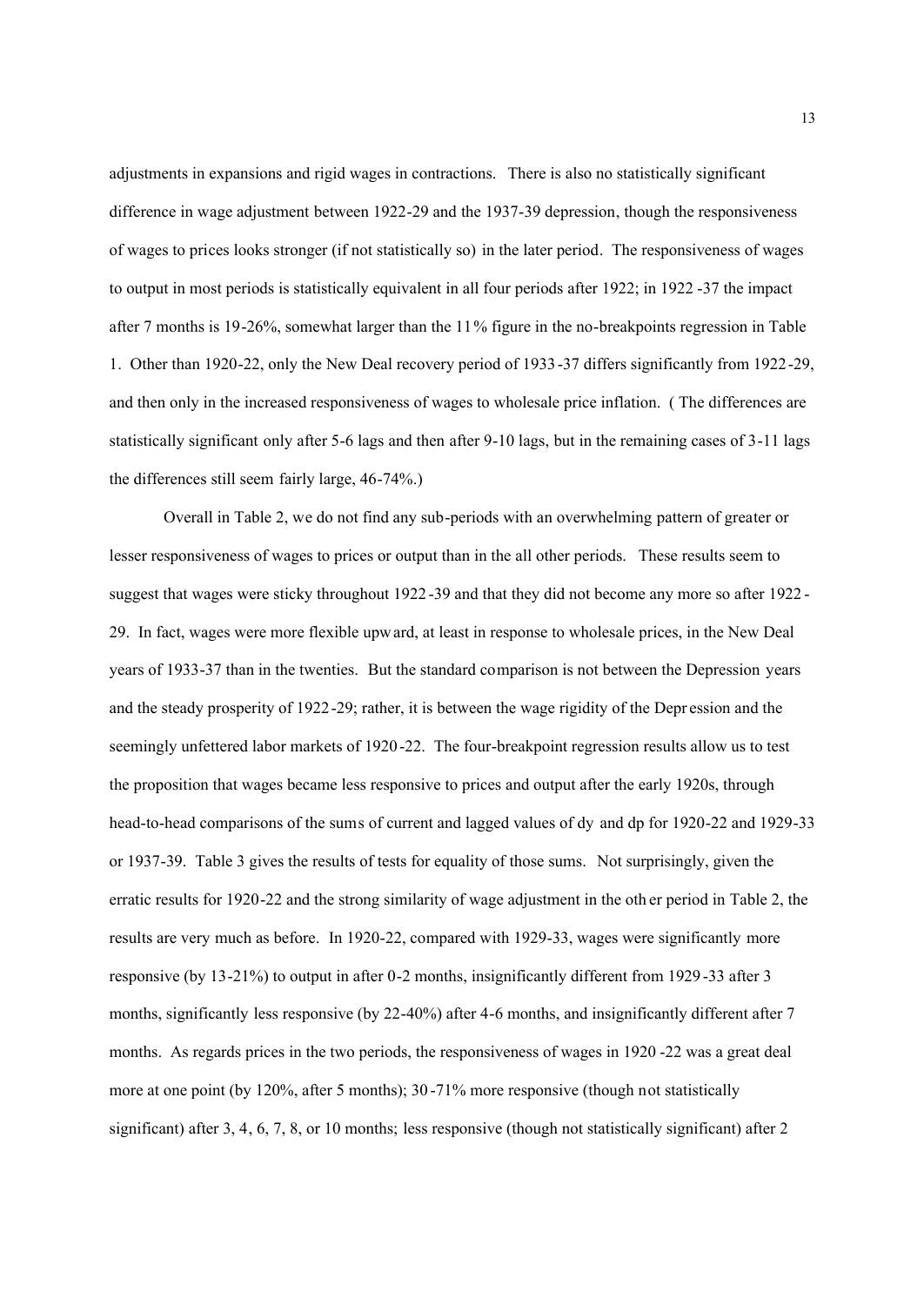adjustments in expansions and rigid wages in contractions. There is also no statistically significant difference in wage adjustment between 1922-29 and the 1937-39 depression, though the responsiveness of wages to prices looks stronger (if not statistically so) in the later period. The responsiveness of wages to output in most periods is statistically equivalent in all four periods after 1922; in 1922-37 the impact after 7 months is 19-26%, somewhat larger than the 11% figure in the no-breakpoints regression in Table 1. Other than 1920-22, only the New Deal recovery period of 1933-37 differs significantly from 1922-29, and then only in the increased responsiveness of wages to wholesale price inflation. (The differences are statistically significant only after 5-6 lags and then after 9-10 lags, but in the remaining cases of 3-11 lags the differences still seem fairly large, 46-74%.)

Overall in Table 2, we do not find any sub-periods with an overwhelming pattern of greater or lesser responsiveness of wages to prices or output than in the all other periods. These results seem to suggest that wages were sticky throughout 1922-39 and that they did not become any more so after 1922-29. In fact, wages were more flexible upward, at least in response to wholesale prices, in the New Deal years of 1933-37 than in the twenties. But the standard comparison is not between the Depression years and the steady prosperity of 1922-29; rather, it is between the wage rigidity of the Depression and the seemingly unfettered labor markets of 1920-22. The four-breakpoint regression results allow us to test the proposition that wages became less responsive to prices and output after the early 1920s, through head-to-head comparisons of the sums of current and lagged values of dy and dp for 1920-22 and 1929-33 or 1937-39. Table 3 gives the results of tests for equality of those sums. Not surprisingly, given the erratic results for 1920-22 and the strong similarity of wage adjustment in the other period in Table 2, the results are very much as before. In 1920-22, compared with 1929-33, wages were significantly more responsive (by 13-21%) to output in after 0-2 months, insignificantly different from 1929-33 after 3 months, significantly less responsive (by 22-40%) after 4-6 months, and insignificantly different after 7 months. As regards prices in the two periods, the responsiveness of wages in 1920-22 was a great deal more at one point (by 120%, after 5 months); 30-71% more responsive (though not statistically significant) after 3, 4, 6, 7, 8, or 10 months; less responsive (though not statistically significant) after 2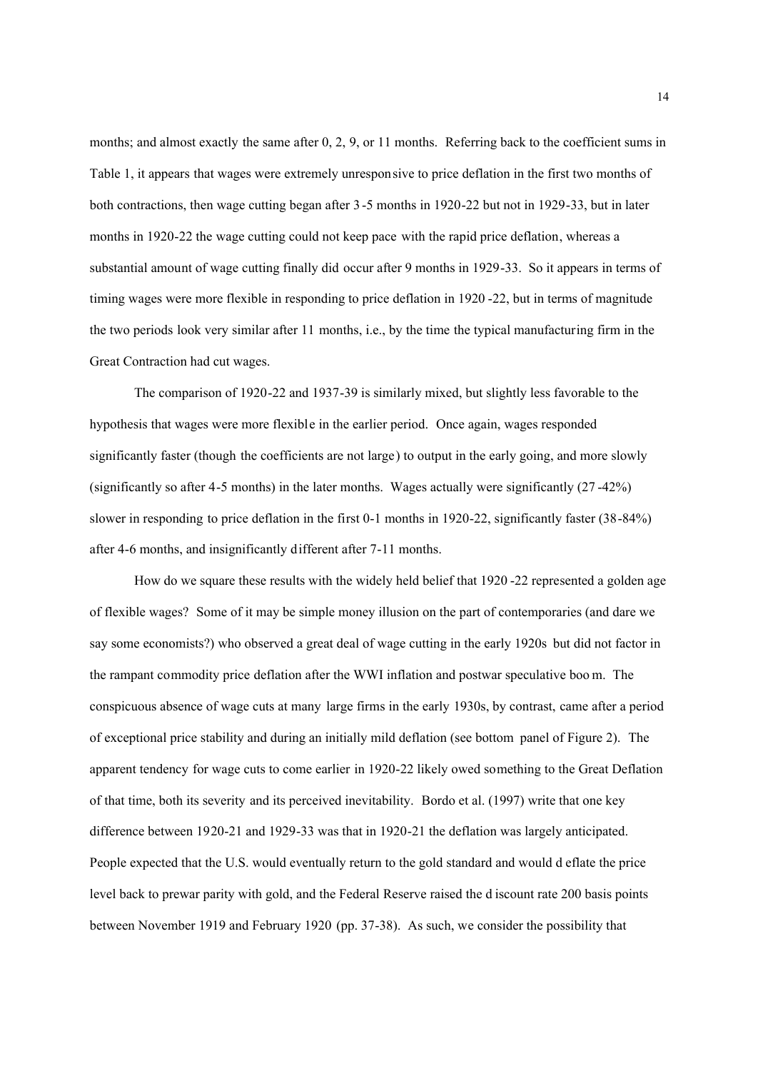months; and almost exactly the same after 0, 2, 9, or 11 months. Referring back to the coefficient sums in Table 1, it appears that wages were extremely unresponsive to price deflation in the first two months of both contractions, then wage cutting began after 3-5 months in 1920-22 but not in 1929-33, but in later months in 1920-22 the wage cutting could not keep pace with the rapid price deflation, whereas a substantial amount of wage cutting finally did occur after 9 months in 1929-33. So it appears in terms of timing wages were more flexible in responding to price deflation in 1920-22, but in terms of magnitude the two periods look very similar after 11 months, i.e., by the time the typical manufacturing firm in the Great Contraction had cut wages.

The comparison of 1920-22 and 1937-39 is similarly mixed, but slightly less favorable to the hypothesis that wages were more flexible in the earlier period. Once again, wages responded significantly faster (though the coefficients are not large) to output in the early going, and more slowly (significantly so after 4-5 months) in the later months. Wages actually were significantly (27-42%) slower in responding to price deflation in the first 0-1 months in 1920-22, significantly faster (38-84%) after 4-6 months, and insignificantly different after 7-11 months.

How do we square these results with the widely held belief that 1920-22 represented a golden age of flexible wages? Some of it may be simple money illusion on the part of contemporaries (and dare we say some economists?) who observed a great deal of wage cutting in the early 1920s but did not factor in the rampant commodity price deflation after the WWI inflation and postwar speculative boom. The conspicuous absence of wage cuts at many large firms in the early 1930s, by contrast, came after a period of exceptional price stability and during an initially mild deflation (see bottom panel of Figure 2). The apparent tendency for wage cuts to come earlier in 1920-22 likely owed something to the Great Deflation of that time, both its severity and its perceived inevitability. Bordo et al. (1997) write that one key difference between 1920-21 and 1929-33 was that in 1920-21 the deflation was largely anticipated. People expected that the U.S. would eventually return to the gold standard and would deflate the price level back to prewar parity with gold, and the Federal Reserve raised the discount rate 200 basis points between November 1919 and February 1920 (pp. 37-38). As such, we consider the possibility that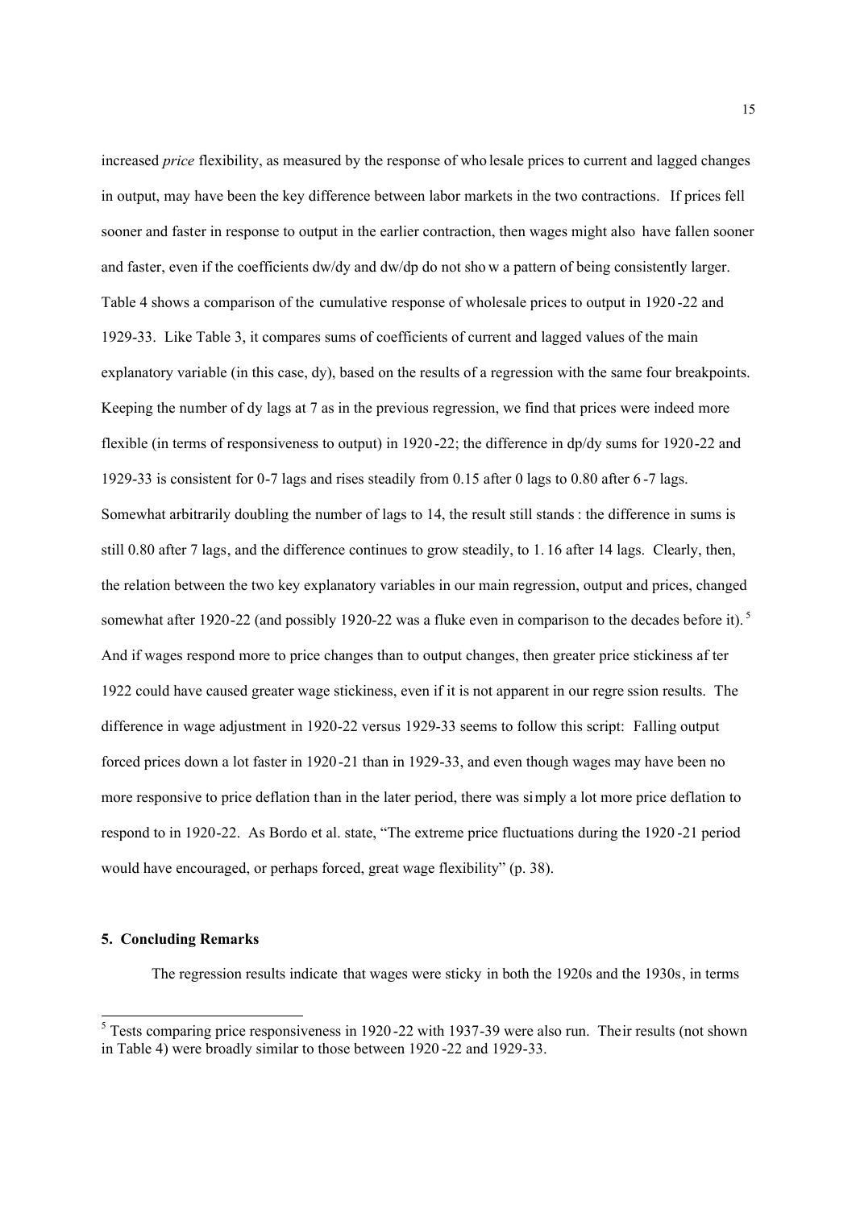increased *price* flexibility, as measured by the response of wholesale prices to current and lagged changes in output, may have been the key difference between labor markets in the two contractions. If prices fell sooner and faster in response to output in the earlier contraction, then wages might also have fallen sooner and faster, even if the coefficients dw/dy and dw/dp do not show a pattern of being consistently larger. Table 4 shows a comparison of the cumulative response of wholesale prices to output in 1920-22 and 1929-33. Like Table 3, it compares sums of coefficients of current and lagged values of the main explanatory variable (in this case, dy), based on the results of a regression with the same four breakpoints. Keeping the number of dy lags at 7 as in the previous regression, we find that prices were indeed more flexible (in terms of responsiveness to output) in 1920-22; the difference in dp/dy sums for 1920-22 and 1929-33 is consistent for 0-7 lags and rises steadily from 0.15 after 0 lags to 0.80 after 6-7 lags. Somewhat arbitrarily doubling the number of lags to 14, the result still stands: the difference in sums is still 0.80 after 7 lags, and the difference continues to grow steadily, to 1.16 after 14 lags. Clearly, then, the relation between the two key explanatory variables in our main regression, output and prices, changed somewhat after 1920-22 (and possibly 1920-22 was a fluke even in comparison to the decades before it).[5] And if wages respond more to price changes than to output changes, then greater price stickiness after 1922 could have caused greater wage stickiness, even if it is not apparent in our regression results. The difference in wage adjustment in 1920-22 versus 1929-33 seems to follow this script: Falling output forced prices down a lot faster in 1920-21 than in 1929-33, and even though wages may have been no more responsive to price deflation than in the later period, there was simply a lot more price deflation to respond to in 1920-22. As Bordo et al. state, "The extreme price fluctuations during the 1920-21 period would have encouraged, or perhaps forced, great wage flexibility" (p. 38).

## 5. Concluding Remarks

The regression results indicate that wages were sticky in both the 1920s and the 1930s, in terms

[5] Tests comparing price responsiveness in 1920-22 with 1937-39 were also run. Their results (not shown in Table 4) were broadly similar to those between 1920-22 and 1929-33.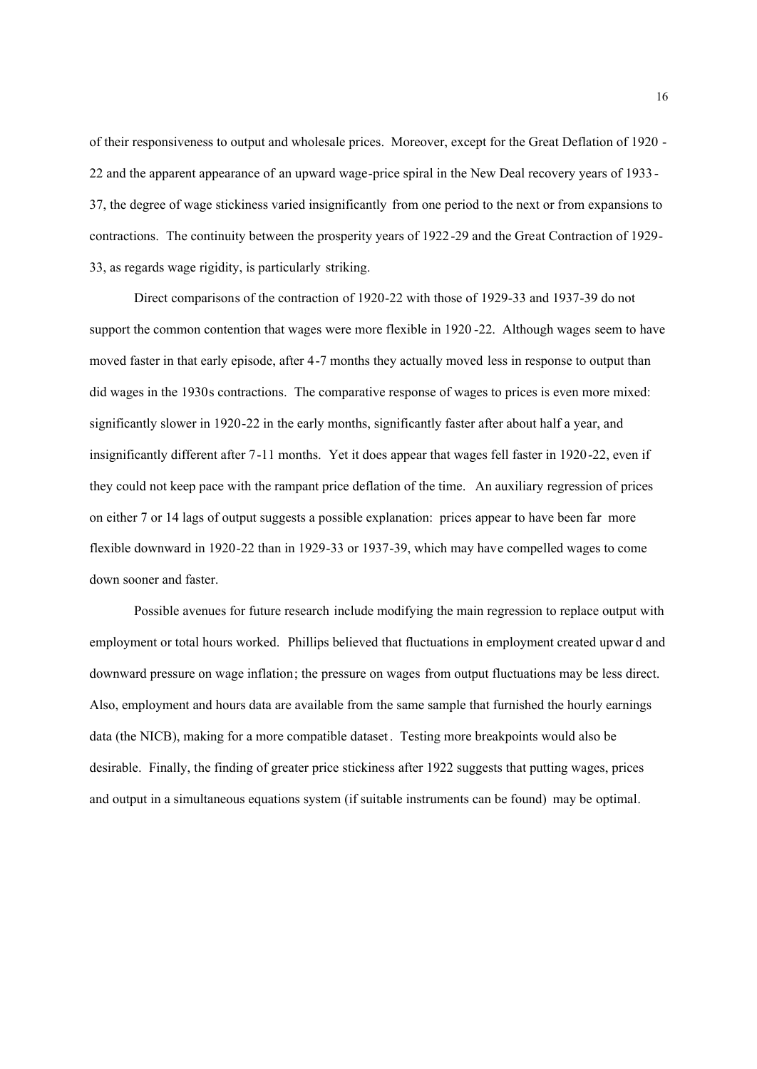of their responsiveness to output and wholesale prices. Moreover, except for the Great Deflation of 1920-22 and the apparent appearance of an upward wage-price spiral in the New Deal recovery years of 1933-37, the degree of wage stickiness varied insignificantly from one period to the next or from expansions to contractions. The continuity between the prosperity years of 1922-29 and the Great Contraction of 1929-33, as regards wage rigidity, is particularly striking.

Direct comparisons of the contraction of 1920-22 with those of 1929-33 and 1937-39 do not support the common contention that wages were more flexible in 1920-22. Although wages seem to have moved faster in that early episode, after 4-7 months they actually moved less in response to output than did wages in the 1930s contractions. The comparative response of wages to prices is even more mixed: significantly slower in 1920-22 in the early months, significantly faster after about half a year, and insignificantly different after 7-11 months. Yet it does appear that wages fell faster in 1920-22, even if they could not keep pace with the rampant price deflation of the time. An auxiliary regression of prices on either 7 or 14 lags of output suggests a possible explanation: prices appear to have been far more flexible downward in 1920-22 than in 1929-33 or 1937-39, which may have compelled wages to come down sooner and faster.

Possible avenues for future research include modifying the main regression to replace output with employment or total hours worked. Phillips believed that fluctuations in employment created upward and downward pressure on wage inflation; the pressure on wages from output fluctuations may be less direct. Also, employment and hours data are available from the same sample that furnished the hourly earnings data (the NICB), making for a more compatible dataset. Testing more breakpoints would also be desirable. Finally, the finding of greater price stickiness after 1922 suggests that putting wages, prices and output in a simultaneous equations system (if suitable instruments can be found) may be optimal.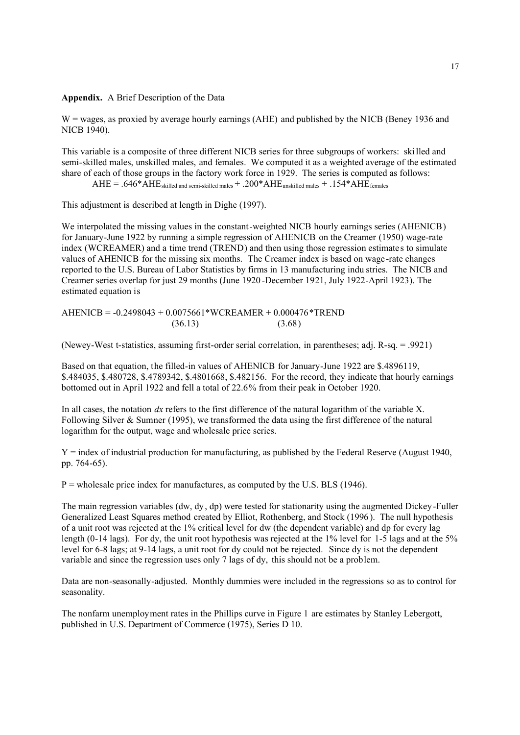**Appendix.** A Brief Description of the Data

W = wages, as proxied by average hourly earnings (AHE) and published by the NICB (Beney 1936 and NICB 1940).

This variable is a composite of three different NICB series for three subgroups of workers: skilled and semi-skilled males, unskilled males, and females. We computed it as a weighted average of the estimated share of each of those groups in the factory work force in 1929. The series is computed as follows:

$$AHE = .646*AHE_{\text{skilled and semi-skilled males}} + .200*AHE_{\text{unskilled males}} + .154*AHE_{\text{females}}$$

This adjustment is described at length in Dighe (1997).

We interpolated the missing values in the constant-weighted NICB hourly earnings series (AHENICB) for January-June 1922 by running a simple regression of AHENICB on the Creamer (1950) wage-rate index (WCREAMER) and a time trend (TREND) and then using those regression estimates to simulate values of AHENICB for the missing six months. The Creamer index is based on wage-rate changes reported to the U.S. Bureau of Labor Statistics by firms in 13 manufacturing industries. The NICB and Creamer series overlap for just 29 months (June 1920-December 1921, July 1922-April 1923). The estimated equation is

$$\underset{}{AHENICB = -0.2498043 + \underset{(36.13)}{0.0075661*WCREAMER} + \underset{(3.68)}{0.000476*TREND}}$$

(Newey-West t-statistics, assuming first-order serial correlation, in parentheses; adj. R-sq. = .9921)

Based on that equation, the filled-in values of AHENICB for January-June 1922 are \$.4896119, \$.484035, \$.480728, \$.4789342, \$.4801668, \$.482156. For the record, they indicate that hourly earnings bottomed out in April 1922 and fell a total of 22.6% from their peak in October 1920.

In all cases, the notation *dx* refers to the first difference of the natural logarithm of the variable X. Following Silver & Sumner (1995), we transformed the data using the first difference of the natural logarithm for the output, wage and wholesale price series.

Y = index of industrial production for manufacturing, as published by the Federal Reserve (August 1940, pp. 764-65).

P = wholesale price index for manufactures, as computed by the U.S. BLS (1946).

The main regression variables (dw, dy, dp) were tested for stationarity using the augmented Dickey-Fuller Generalized Least Squares method created by Elliot, Rothenberg, and Stock (1996). The null hypothesis of a unit root was rejected at the 1% critical level for dw (the dependent variable) and dp for every lag length (0-14 lags). For dy, the unit root hypothesis was rejected at the 1% level for 1-5 lags and at the 5% level for 6-8 lags; at 9-14 lags, a unit root for dy could not be rejected. Since dy is not the dependent variable and since the regression uses only 7 lags of dy, this should not be a problem.

Data are non-seasonally-adjusted. Monthly dummies were included in the regressions so as to control for seasonality.

The nonfarm unemployment rates in the Phillips curve in Figure 1 are estimates by Stanley Lebergott, published in U.S. Department of Commerce (1975), Series D 10.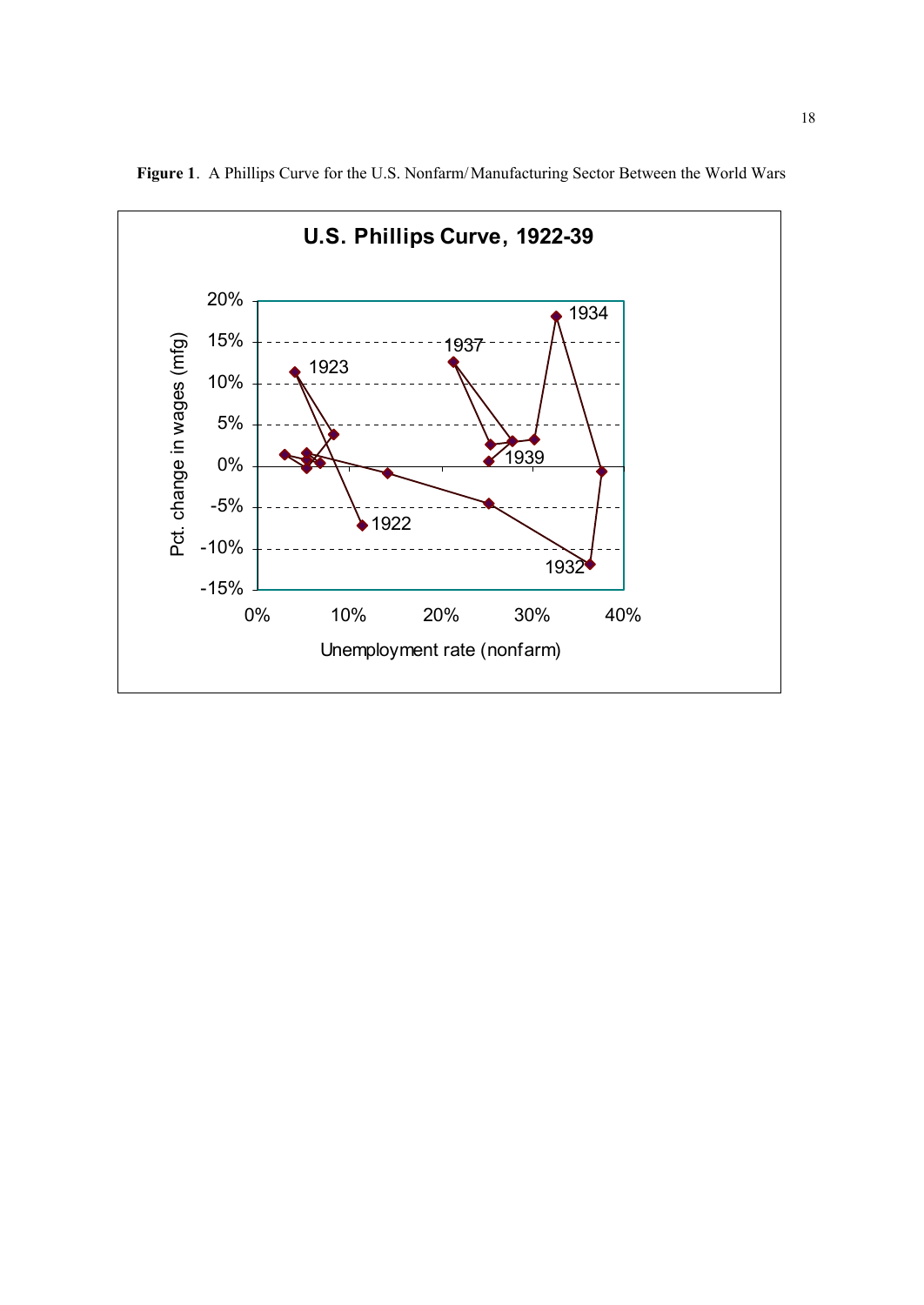**Figure 1**. A Phillips Curve for the U.S. Nonfarm/Manufacturing Sector Between the World Wars

**U.S. Phillips Curve, 1922-39**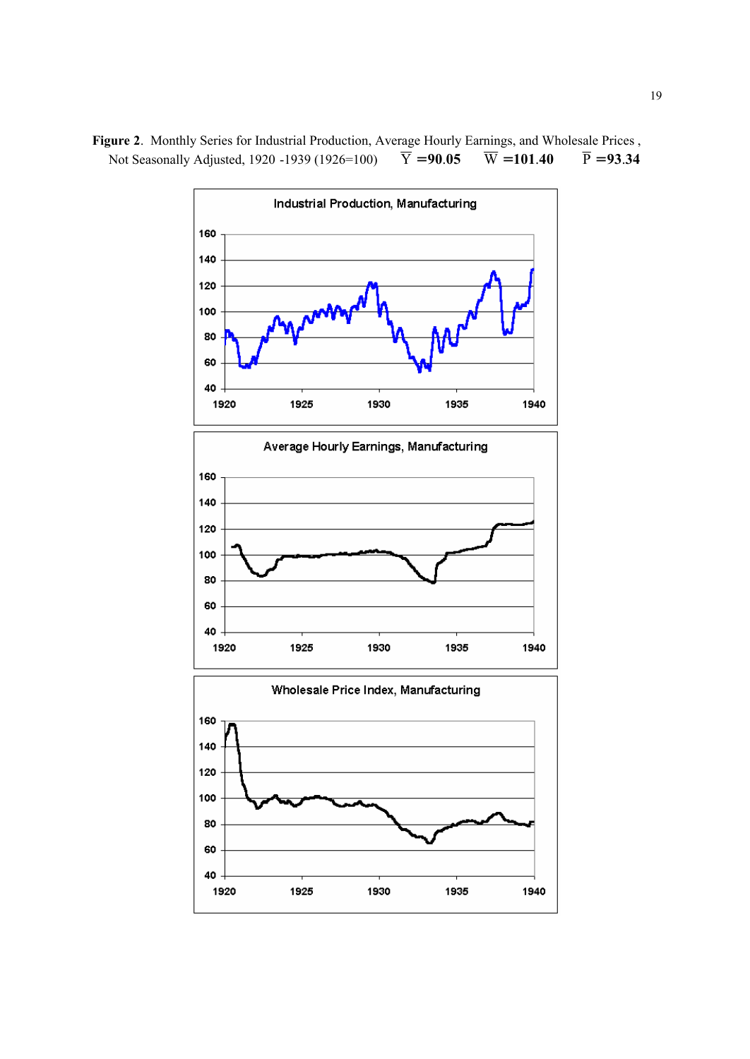**Figure 2**. Monthly Series for Industrial Production, Average Hourly Earnings, and Wholesale Prices, Not Seasonally Adjusted, 1920 -1939 (1926=100) $\overline{Y}$ **=90.05** $\overline{W}$ **=101.40** $\overline{P}$ **=93.34**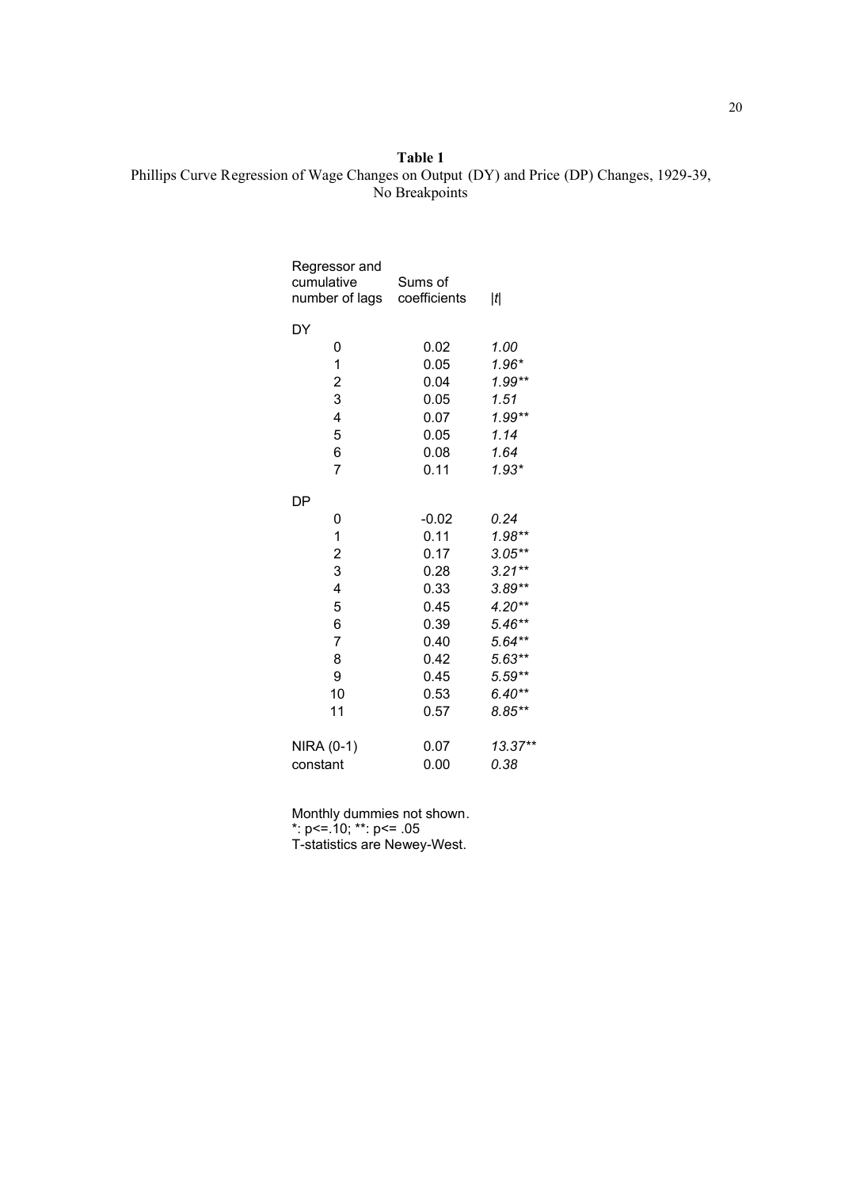**Table 1**

Phillips Curve Regression of Wage Changes on Output (DY) and Price (DP) Changes, 1929-39, No Breakpoints

| Regressor and cumulative number of lags | Sums of coefficients | $\|t\|$ |
|---|---|---|
| DY | | |
| 0 | 0.02 | *1.00* |
| 1 | 0.05 | *1.96** |
| 2 | 0.04 | *1.99*** |
| 3 | 0.05 | *1.51* |
| 4 | 0.07 | *1.99*** |
| 5 | 0.05 | *1.14* |
| 6 | 0.08 | *1.64* |
| 7 | 0.11 | *1.93** |
| DP | | |
| 0 | -0.02 | *0.24* |
| 1 | 0.11 | *1.98*** |
| 2 | 0.17 | *3.05*** |
| 3 | 0.28 | *3.21*** |
| 4 | 0.33 | *3.89*** |
| 5 | 0.45 | *4.20*** |
| 6 | 0.39 | *5.46*** |
| 7 | 0.40 | *5.64*** |
| 8 | 0.42 | *5.63*** |
| 9 | 0.45 | *5.59*** |
| 10 | 0.53 | *6.40*** |
| 11 | 0.57 | *8.85*** |
| NIRA (0-1) | 0.07 | *13.37*** |
| constant | 0.00 | *0.38* |

Monthly dummies not shown.
*: p<=.10; **: p<= .05
T-statistics are Newey-West.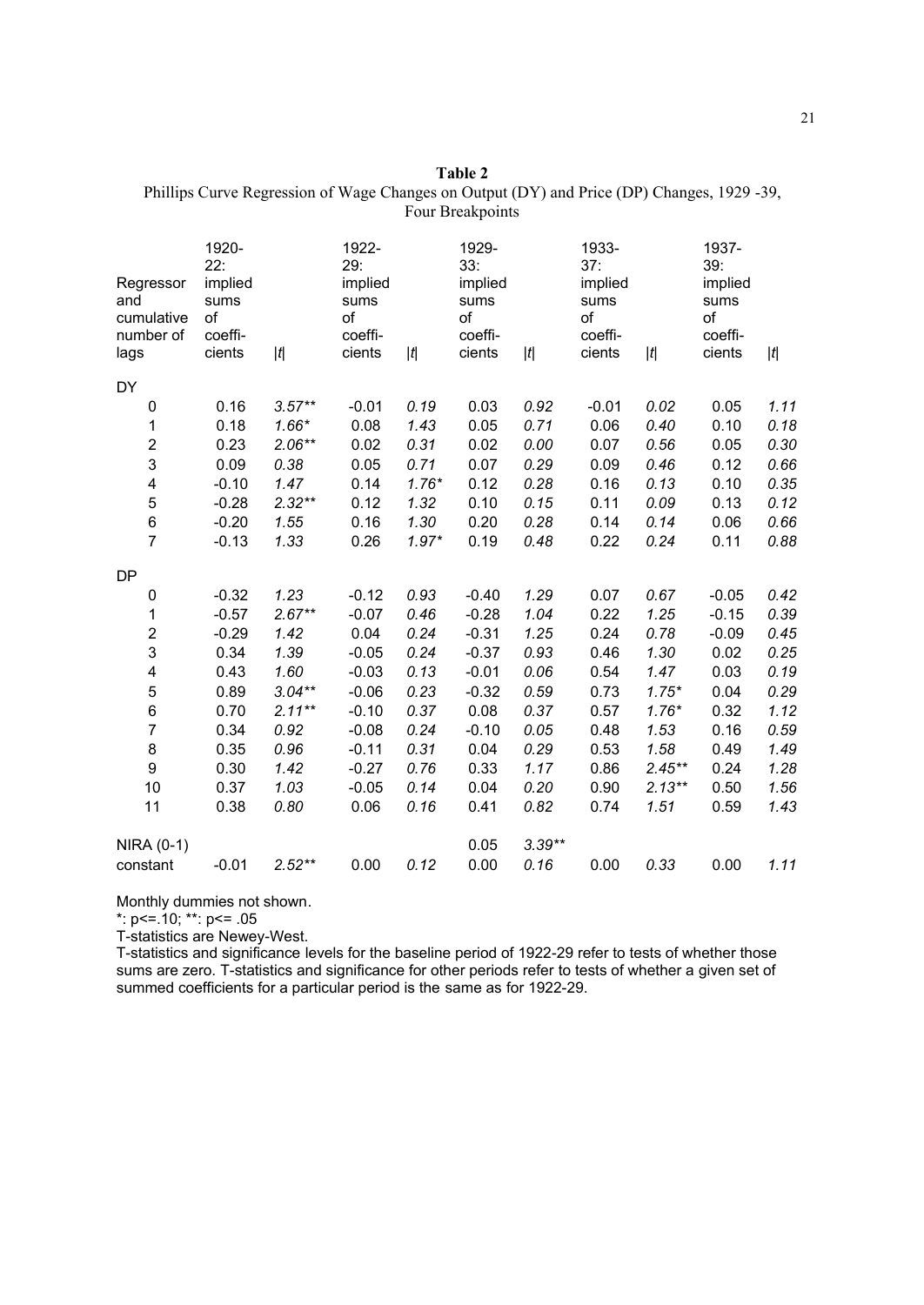**Table 2**

Phillips Curve Regression of Wage Changes on Output (DY) and Price (DP) Changes, 1929 -39, Four Breakpoints

| Regressor and cumulative number of lags | 1920-22: implied sums of coeffi-cients | $\|t\|$ | 1922-29: implied sums of coeffi-cients | $\|t\|$ | 1929-33: implied sums of coeffi-cients | $\|t\|$ | 1933-37: implied sums of coeffi-cients | $\|t\|$ | 1937-39: implied sums of coeffi-cients | $\|t\|$ |
|---|---|---|---|---|---|---|---|---|---|---|
| DY | | | | | | | | | | |
| 0 | 0.16 | *3.57*** | -0.01 | *0.19* | 0.03 | *0.92* | -0.01 | *0.02* | 0.05 | *1.11* |
| 1 | 0.18 | *1.66** | 0.08 | *1.43* | 0.05 | *0.71* | 0.06 | *0.40* | 0.10 | *0.18* |
| 2 | 0.23 | *2.06*** | 0.02 | *0.31* | 0.02 | *0.00* | 0.07 | *0.56* | 0.05 | *0.30* |
| 3 | 0.09 | *0.38* | 0.05 | *0.71* | 0.07 | *0.29* | 0.09 | *0.46* | 0.12 | *0.66* |
| 4 | -0.10 | *1.47* | 0.14 | *1.76** | 0.12 | *0.28* | 0.16 | *0.13* | 0.10 | *0.35* |
| 5 | -0.28 | *2.32*** | 0.12 | *1.32* | 0.10 | *0.15* | 0.11 | *0.09* | 0.13 | *0.12* |
| 6 | -0.20 | *1.55* | 0.16 | *1.30* | 0.20 | *0.28* | 0.14 | *0.14* | 0.06 | *0.66* |
| 7 | -0.13 | *1.33* | 0.26 | *1.97** | 0.19 | *0.48* | 0.22 | *0.24* | 0.11 | *0.88* |
| DP | | | | | | | | | | |
| 0 | -0.32 | *1.23* | -0.12 | *0.93* | -0.40 | *1.29* | 0.07 | *0.67* | -0.05 | *0.42* |
| 1 | -0.57 | *2.67*** | -0.07 | *0.46* | -0.28 | *1.04* | 0.22 | *1.25* | -0.15 | *0.39* |
| 2 | -0.29 | *1.42* | 0.04 | *0.24* | -0.31 | *1.25* | 0.24 | *0.78* | -0.09 | *0.45* |
| 3 | 0.34 | *1.39* | -0.05 | *0.24* | -0.37 | *0.93* | 0.46 | *1.30* | 0.02 | *0.25* |
| 4 | 0.43 | *1.60* | -0.03 | *0.13* | -0.01 | *0.06* | 0.54 | *1.47* | 0.03 | *0.19* |
| 5 | 0.89 | *3.04*** | -0.06 | *0.23* | -0.32 | *0.59* | 0.73 | *1.75** | 0.04 | *0.29* |
| 6 | 0.70 | *2.11*** | -0.10 | *0.37* | 0.08 | *0.37* | 0.57 | *1.76** | 0.32 | *1.12* |
| 7 | 0.34 | *0.92* | -0.08 | *0.24* | -0.10 | *0.05* | 0.48 | *1.53* | 0.16 | *0.59* |
| 8 | 0.35 | *0.96* | -0.11 | *0.31* | 0.04 | *0.29* | 0.53 | *1.58* | 0.49 | *1.49* |
| 9 | 0.30 | *1.42* | -0.27 | *0.76* | 0.33 | *1.17* | 0.86 | *2.45*** | 0.24 | *1.28* |
| 10 | 0.37 | *1.03* | -0.05 | *0.14* | 0.04 | *0.20* | 0.90 | *2.13*** | 0.50 | *1.56* |
| 11 | 0.38 | *0.80* | 0.06 | *0.16* | 0.41 | *0.82* | 0.74 | *1.51* | 0.59 | *1.43* |
| NIRA (0-1) | | | | | 0.05 | *3.39*** | | | | |
| constant | -0.01 | *2.52*** | 0.00 | *0.12* | 0.00 | *0.16* | 0.00 | *0.33* | 0.00 | *1.11* |

Monthly dummies not shown.

*: p<=.10; **: p<= .05

T-statistics are Newey-West.

T-statistics and significance levels for the baseline period of 1922-29 refer to tests of whether those sums are zero. T-statistics and significance for other periods refer to tests of whether a given set of summed coefficients for a particular period is the same as for 1922-29.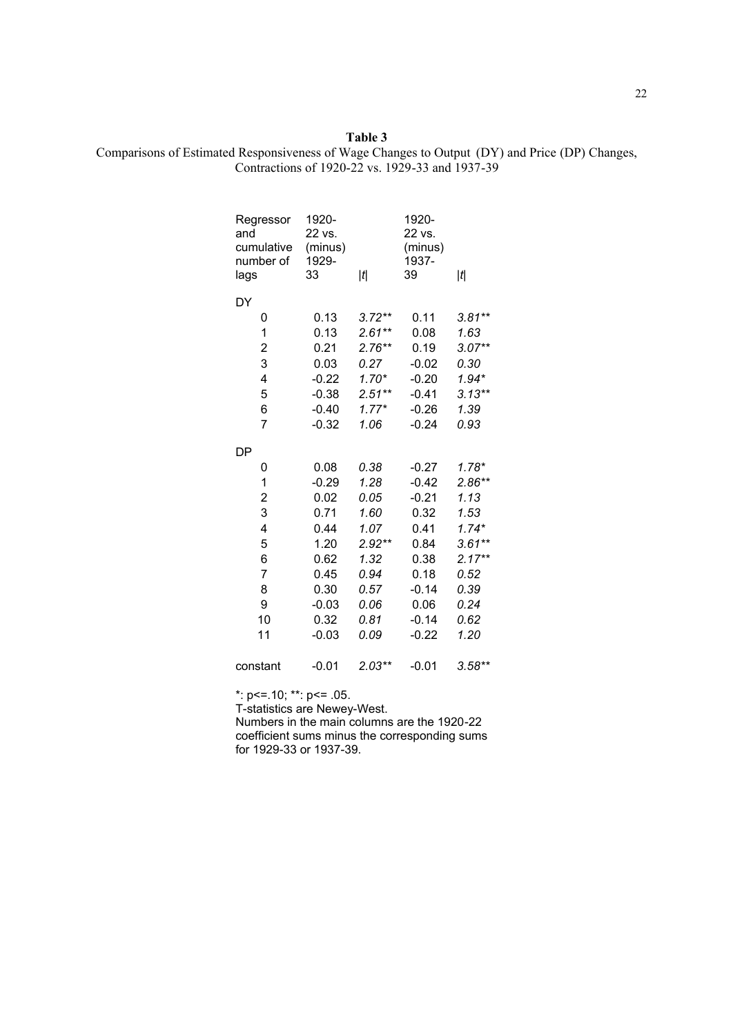**Table 3**

Comparisons of Estimated Responsiveness of Wage Changes to Output (DY) and Price (DP) Changes, Contractions of 1920-22 vs. 1929-33 and 1937-39

| Regressor and cumulative number of lags | 1920-22 vs. (minus) 1929-33 | \|*t*\| | 1920-22 vs. (minus) 1937-39 | \|*t*\| |
|---|---|---|---|---|
| DY | | | | |
| 0 | 0.13 | *3.72*** | 0.11 | *3.81*** |
| 1 | 0.13 | *2.61*** | 0.08 | *1.63* |
| 2 | 0.21 | *2.76*** | 0.19 | *3.07*** |
| 3 | 0.03 | *0.27* | -0.02 | *0.30* |
| 4 | -0.22 | *1.70** | -0.20 | *1.94** |
| 5 | -0.38 | *2.51*** | -0.41 | *3.13*** |
| 6 | -0.40 | *1.77** | -0.26 | *1.39* |
| 7 | -0.32 | *1.06* | -0.24 | *0.93* |
| DP | | | | |
| 0 | 0.08 | *0.38* | -0.27 | *1.78** |
| 1 | -0.29 | *1.28* | -0.42 | *2.86*** |
| 2 | 0.02 | *0.05* | -0.21 | *1.13* |
| 3 | 0.71 | *1.60* | 0.32 | *1.53* |
| 4 | 0.44 | *1.07* | 0.41 | *1.74** |
| 5 | 1.20 | *2.92*** | 0.84 | *3.61*** |
| 6 | 0.62 | *1.32* | 0.38 | *2.17*** |
| 7 | 0.45 | *0.94* | 0.18 | *0.52* |
| 8 | 0.30 | *0.57* | -0.14 | *0.39* |
| 9 | -0.03 | *0.06* | 0.06 | *0.24* |
| 10 | 0.32 | *0.81* | -0.14 | *0.62* |
| 11 | -0.03 | *0.09* | -0.22 | *1.20* |
| constant | -0.01 | *2.03*** | -0.01 | *3.58*** |

*: p<=.10; **: p<= .05.
T-statistics are Newey-West.
Numbers in the main columns are the 1920-22 coefficient sums minus the corresponding sums for 1929-33 or 1937-39.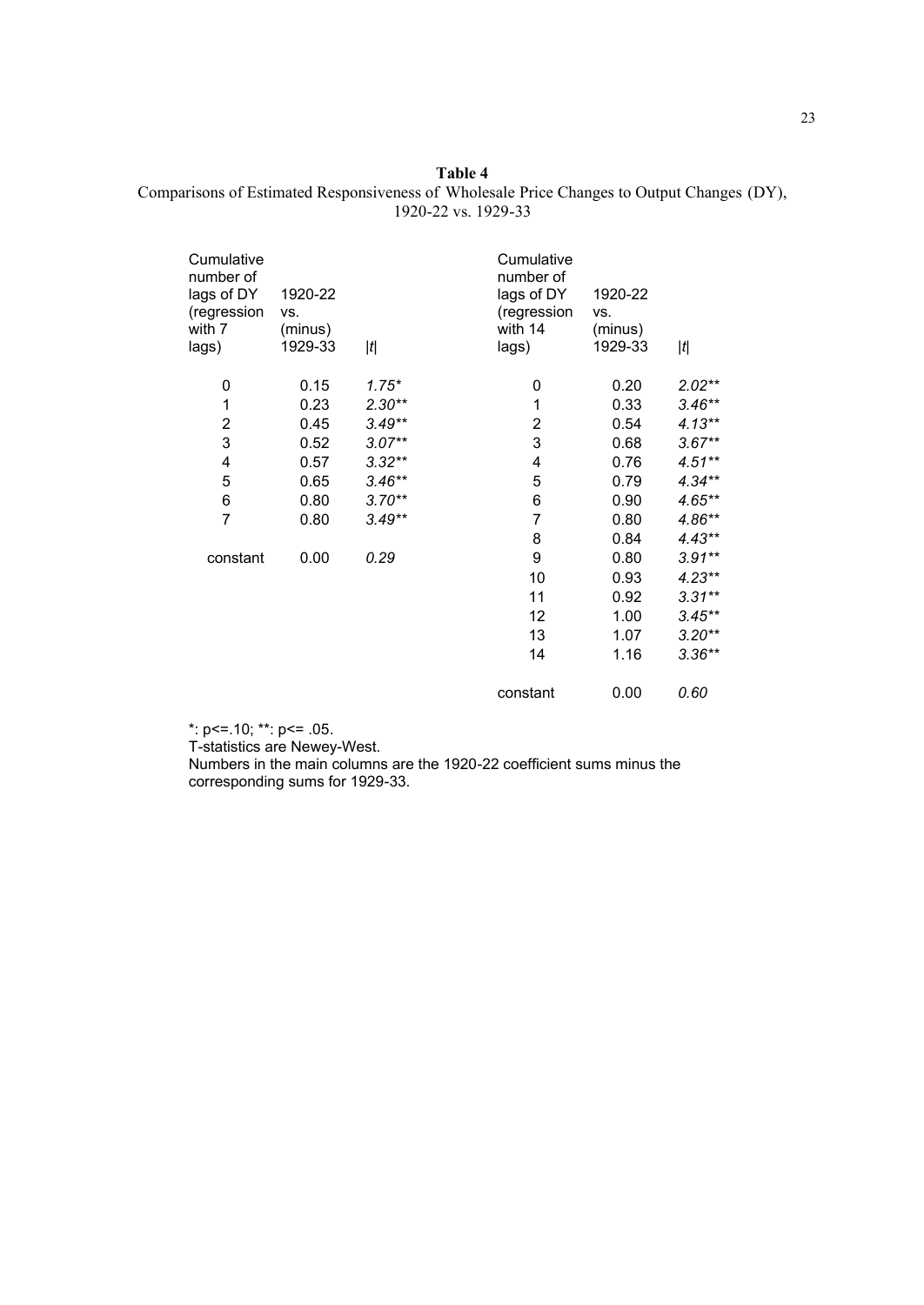**Table 4**

Comparisons of Estimated Responsiveness of Wholesale Price Changes to Output Changes (DY), 1920-22 vs. 1929-33

| Cumulative number of lags of DY (regression with 7 lags) | 1920-22 vs. (minus) 1929-33 | $\|t\|$ |  | Cumulative number of lags of DY (regression with 14 lags) | 1920-22 vs. (minus) 1929-33 | $\|t\|$ |
|---|---|---|---|---|---|---|
| 0 | 0.15 | *1.75\** |  | 0 | 0.20 | *2.02\*\** |
| 1 | 0.23 | *2.30\*\** |  | 1 | 0.33 | *3.46\*\** |
| 2 | 0.45 | *3.49\*\** |  | 2 | 0.54 | *4.13\*\** |
| 3 | 0.52 | *3.07\*\** |  | 3 | 0.68 | *3.67\*\** |
| 4 | 0.57 | *3.32\*\** |  | 4 | 0.76 | *4.51\*\** |
| 5 | 0.65 | *3.46\*\** |  | 5 | 0.79 | *4.34\*\** |
| 6 | 0.80 | *3.70\*\** |  | 6 | 0.90 | *4.65\*\** |
| 7 | 0.80 | *3.49\*\** |  | 7 | 0.80 | *4.86\*\** |
|  |  |  |  | 8 | 0.84 | *4.43\*\** |
| constant | 0.00 | *0.29* |  | 9 | 0.80 | *3.91\*\** |
|  |  |  |  | 10 | 0.93 | *4.23\*\** |
|  |  |  |  | 11 | 0.92 | *3.31\*\** |
|  |  |  |  | 12 | 1.00 | *3.45\*\** |
|  |  |  |  | 13 | 1.07 | *3.20\*\** |
|  |  |  |  | 14 | 1.16 | *3.36\*\** |
|  |  |  |  | constant | 0.00 | *0.60* |

*: p<=.10; **: p<= .05.

T-statistics are Newey-West.

Numbers in the main columns are the 1920-22 coefficient sums minus the corresponding sums for 1929-33.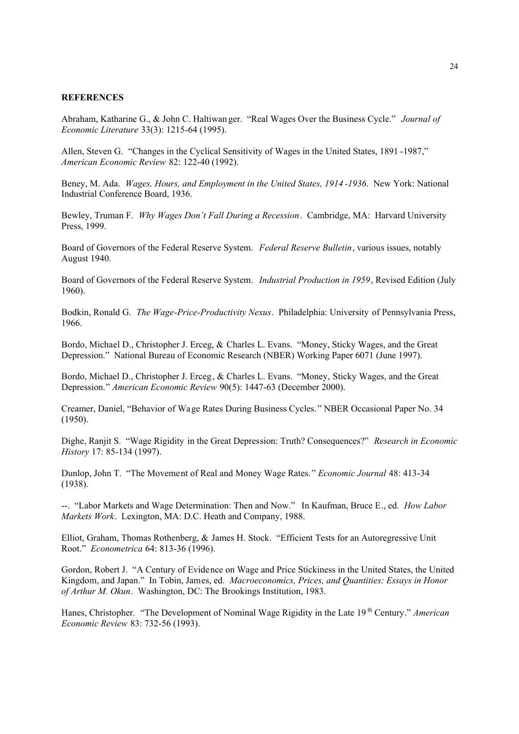**REFERENCES**

Abraham, Katharine G., & John C. Haltiwanger. "Real Wages Over the Business Cycle." *Journal of Economic Literature* 33(3): 1215-64 (1995).

Allen, Steven G. "Changes in the Cyclical Sensitivity of Wages in the United States, 1891-1987," *American Economic Review* 82: 122-40 (1992).

Beney, M. Ada. *Wages, Hours, and Employment in the United States, 1914-1936*. New York: National Industrial Conference Board, 1936.

Bewley, Truman F. *Why Wages Don't Fall During a Recession*. Cambridge, MA: Harvard University Press, 1999.

Board of Governors of the Federal Reserve System. *Federal Reserve Bulletin*, various issues, notably August 1940.

Board of Governors of the Federal Reserve System. *Industrial Production in 1959*, Revised Edition (July 1960).

Bodkin, Ronald G. *The Wage-Price-Productivity Nexus*. Philadelphia: University of Pennsylvania Press, 1966.

Bordo, Michael D., Christopher J. Erceg, & Charles L. Evans. "Money, Sticky Wages, and the Great Depression." National Bureau of Economic Research (NBER) Working Paper 6071 (June 1997).

Bordo, Michael D., Christopher J. Erceg, & Charles L. Evans. "Money, Sticky Wages, and the Great Depression." *American Economic Review* 90(5): 1447-63 (December 2000).

Creamer, Daniel, "Behavior of Wage Rates During Business Cycles." NBER Occasional Paper No. 34 (1950).

Dighe, Ranjit S. "Wage Rigidity in the Great Depression: Truth? Consequences?" *Research in Economic History* 17: 85-134 (1997).

Dunlop, John T. "The Movement of Real and Money Wage Rates." *Economic Journal* 48: 413-34 (1938).

--. "Labor Markets and Wage Determination: Then and Now." In Kaufman, Bruce E., ed. *How Labor Markets Work*. Lexington, MA: D.C. Heath and Company, 1988.

Elliot, Graham, Thomas Rothenberg, & James H. Stock. "Efficient Tests for an Autoregressive Unit Root." *Econometrica* 64: 813-36 (1996).

Gordon, Robert J. "A Century of Evidence on Wage and Price Stickiness in the United States, the United Kingdom, and Japan." In Tobin, James, ed. *Macroeconomics, Prices, and Quantities: Essays in Honor of Arthur M. Okun*. Washington, DC: The Brookings Institution, 1983.

Hanes, Christopher. "The Development of Nominal Wage Rigidity in the Late 19th Century." *American Economic Review* 83: 732-56 (1993).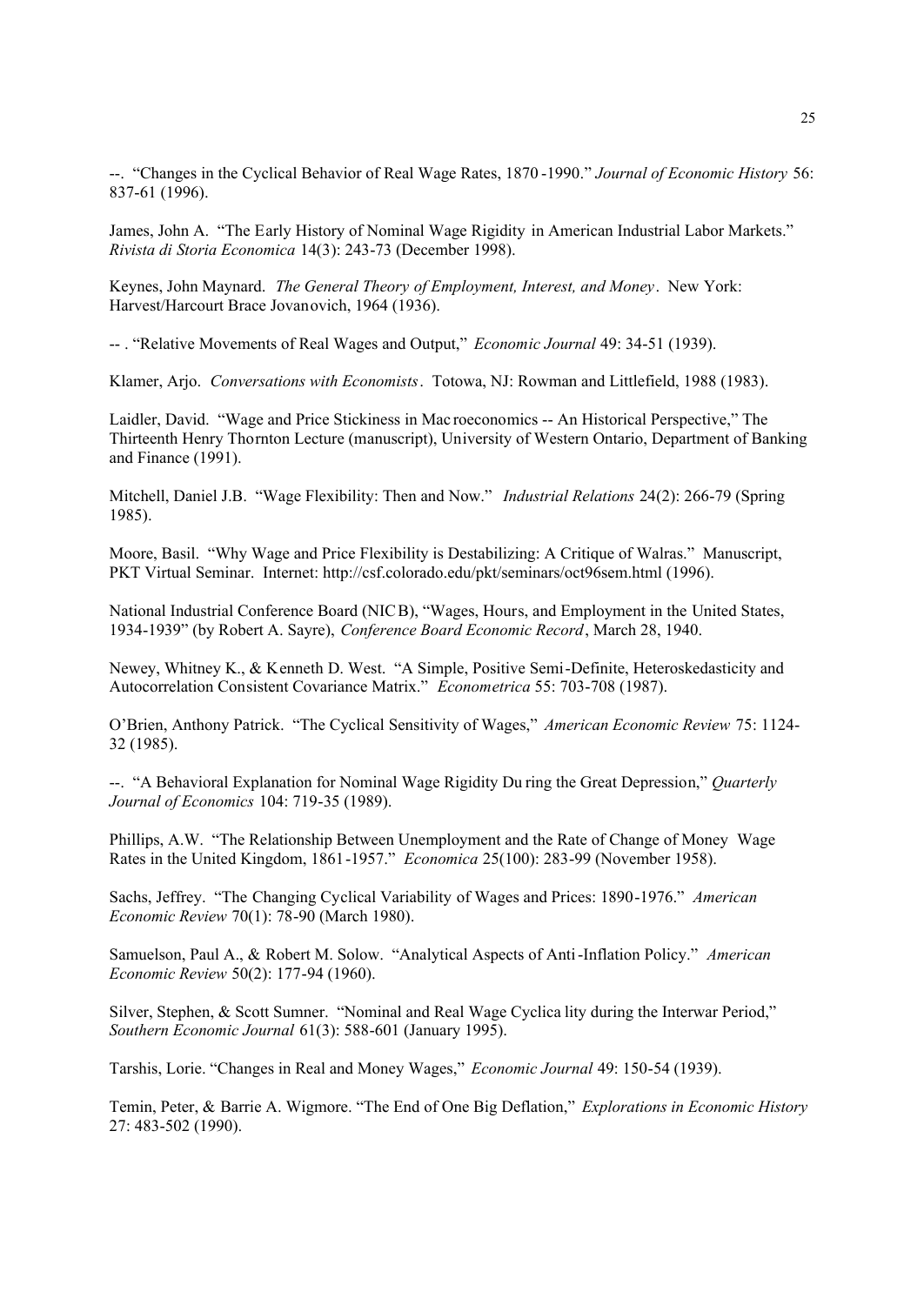--. "Changes in the Cyclical Behavior of Real Wage Rates, 1870-1990." *Journal of Economic History* 56: 837-61 (1996).

James, John A. "The Early History of Nominal Wage Rigidity in American Industrial Labor Markets." *Rivista di Storia Economica* 14(3): 243-73 (December 1998).

Keynes, John Maynard. *The General Theory of Employment, Interest, and Money*. New York: Harvest/Harcourt Brace Jovanovich, 1964 (1936).

-- . "Relative Movements of Real Wages and Output," *Economic Journal* 49: 34-51 (1939).

Klamer, Arjo. *Conversations with Economists*. Totowa, NJ: Rowman and Littlefield, 1988 (1983).

Laidler, David. "Wage and Price Stickiness in Macroeconomics -- An Historical Perspective," The Thirteenth Henry Thornton Lecture (manuscript), University of Western Ontario, Department of Banking and Finance (1991).

Mitchell, Daniel J.B. "Wage Flexibility: Then and Now." *Industrial Relations* 24(2): 266-79 (Spring 1985).

Moore, Basil. "Why Wage and Price Flexibility is Destabilizing: A Critique of Walras." Manuscript, PKT Virtual Seminar. Internet: http://csf.colorado.edu/pkt/seminars/oct96sem.html (1996).

National Industrial Conference Board (NICB), "Wages, Hours, and Employment in the United States, 1934-1939" (by Robert A. Sayre), *Conference Board Economic Record*, March 28, 1940.

Newey, Whitney K., & Kenneth D. West. "A Simple, Positive Semi-Definite, Heteroskedasticity and Autocorrelation Consistent Covariance Matrix." *Econometrica* 55: 703-708 (1987).

O'Brien, Anthony Patrick. "The Cyclical Sensitivity of Wages," *American Economic Review* 75: 1124-32 (1985).

--. "A Behavioral Explanation for Nominal Wage Rigidity During the Great Depression," *Quarterly Journal of Economics* 104: 719-35 (1989).

Phillips, A.W. "The Relationship Between Unemployment and the Rate of Change of Money Wage Rates in the United Kingdom, 1861-1957." *Economica* 25(100): 283-99 (November 1958).

Sachs, Jeffrey. "The Changing Cyclical Variability of Wages and Prices: 1890-1976." *American Economic Review* 70(1): 78-90 (March 1980).

Samuelson, Paul A., & Robert M. Solow. "Analytical Aspects of Anti-Inflation Policy." *American Economic Review* 50(2): 177-94 (1960).

Silver, Stephen, & Scott Sumner. "Nominal and Real Wage Cyclicality during the Interwar Period," *Southern Economic Journal* 61(3): 588-601 (January 1995).

Tarshis, Lorie. "Changes in Real and Money Wages," *Economic Journal* 49: 150-54 (1939).

Temin, Peter, & Barrie A. Wigmore. "The End of One Big Deflation," *Explorations in Economic History* 27: 483-502 (1990).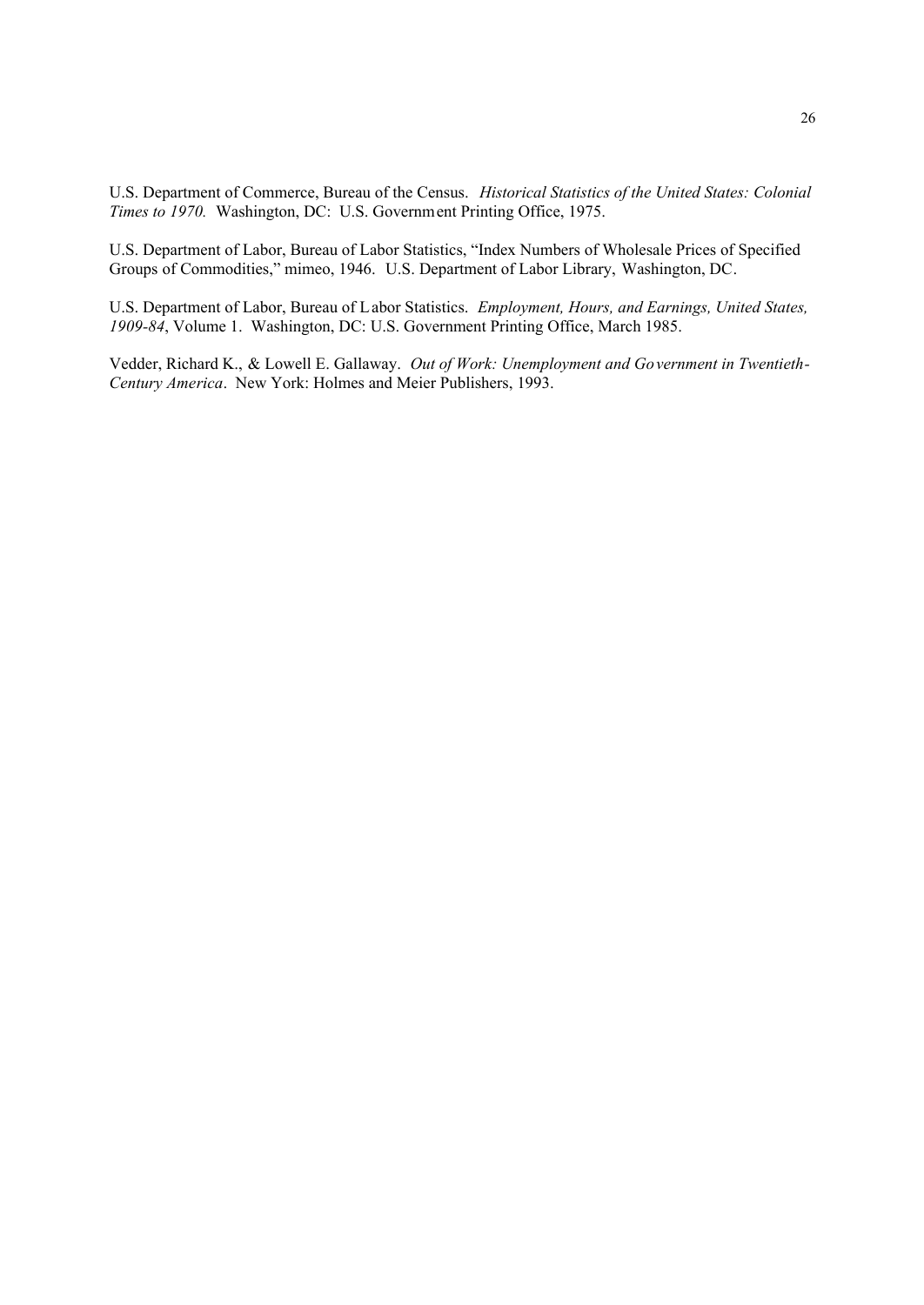U.S. Department of Commerce, Bureau of the Census. *Historical Statistics of the United States: Colonial Times to 1970.* Washington, DC: U.S. Government Printing Office, 1975.

U.S. Department of Labor, Bureau of Labor Statistics, "Index Numbers of Wholesale Prices of Specified Groups of Commodities," mimeo, 1946. U.S. Department of Labor Library, Washington, DC.

U.S. Department of Labor, Bureau of Labor Statistics. *Employment, Hours, and Earnings, United States, 1909-84*, Volume 1. Washington, DC: U.S. Government Printing Office, March 1985.

Vedder, Richard K., & Lowell E. Gallaway. *Out of Work: Unemployment and Government in Twentieth-Century America*. New York: Holmes and Meier Publishers, 1993.